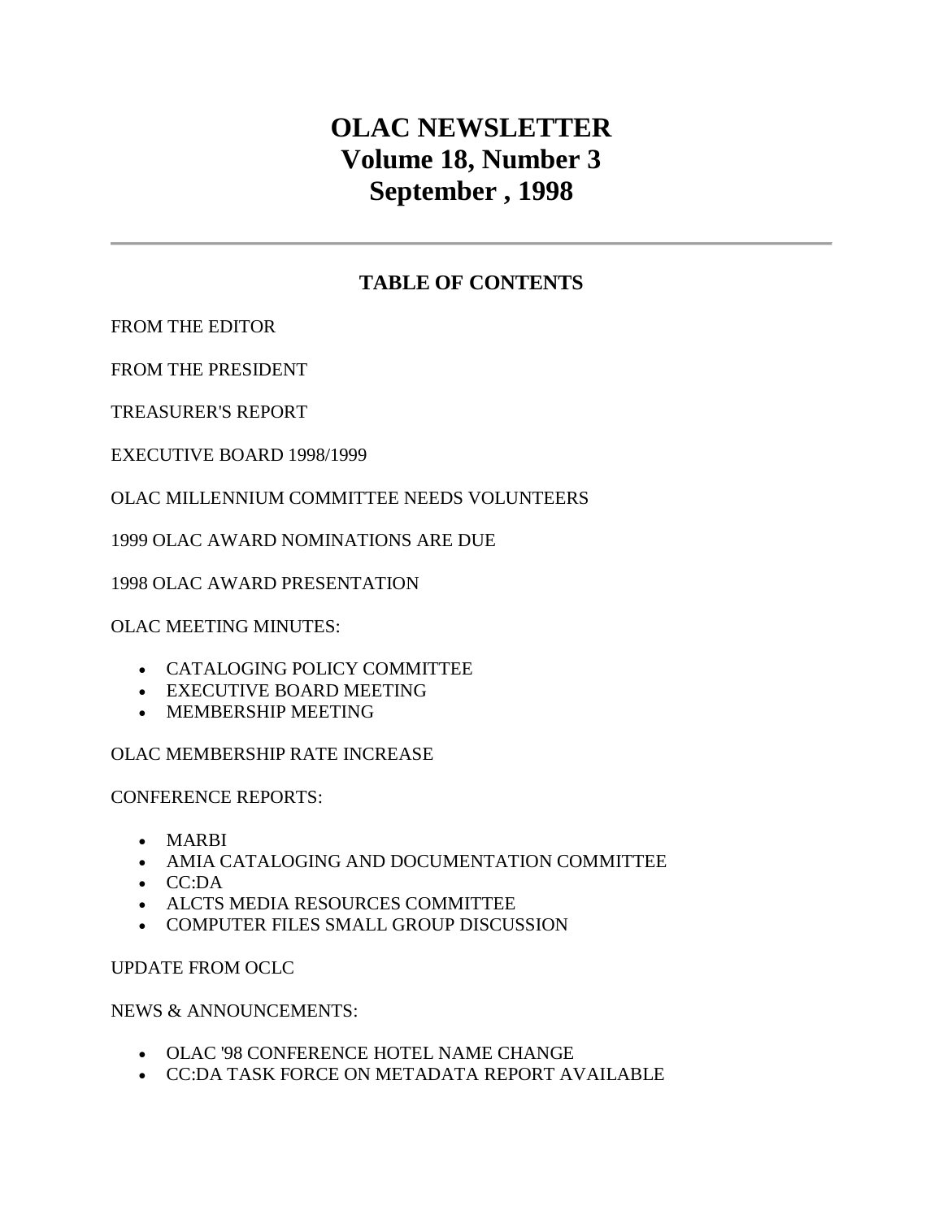# OLAC NEWSLETTER
# Volume 18, Number 3
# September , 1998

---

## TABLE OF CONTENTS

FROM THE EDITOR

FROM THE PRESIDENT

TREASURER'S REPORT

EXECUTIVE BOARD 1998/1999

OLAC MILLENNIUM COMMITTEE NEEDS VOLUNTEERS

1999 OLAC AWARD NOMINATIONS ARE DUE

1998 OLAC AWARD PRESENTATION

OLAC MEETING MINUTES:

- CATALOGING POLICY COMMITTEE
- EXECUTIVE BOARD MEETING
- MEMBERSHIP MEETING

OLAC MEMBERSHIP RATE INCREASE

CONFERENCE REPORTS:

- MARBI
- AMIA CATALOGING AND DOCUMENTATION COMMITTEE
- CC:DA
- ALCTS MEDIA RESOURCES COMMITTEE
- COMPUTER FILES SMALL GROUP DISCUSSION

UPDATE FROM OCLC

NEWS & ANNOUNCEMENTS:

- OLAC '98 CONFERENCE HOTEL NAME CHANGE
- CC:DA TASK FORCE ON METADATA REPORT AVAILABLE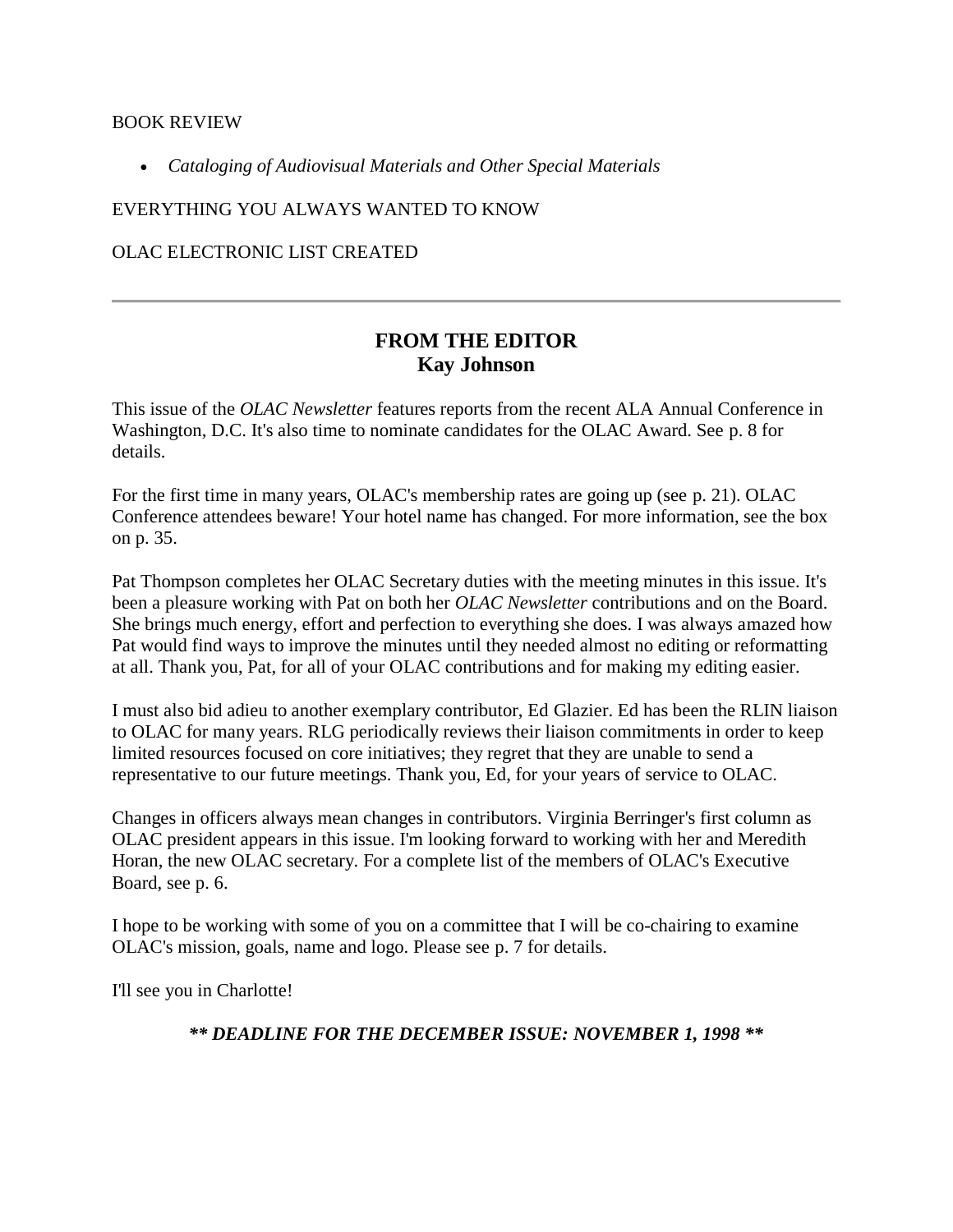BOOK REVIEW

- *Cataloging of Audiovisual Materials and Other Special Materials*

EVERYTHING YOU ALWAYS WANTED TO KNOW

OLAC ELECTRONIC LIST CREATED

---

## FROM THE EDITOR
## Kay Johnson

This issue of the *OLAC Newsletter* features reports from the recent ALA Annual Conference in Washington, D.C. It's also time to nominate candidates for the OLAC Award. See p. 8 for details.

For the first time in many years, OLAC's membership rates are going up (see p. 21). OLAC Conference attendees beware! Your hotel name has changed. For more information, see the box on p. 35.

Pat Thompson completes her OLAC Secretary duties with the meeting minutes in this issue. It's been a pleasure working with Pat on both her *OLAC Newsletter* contributions and on the Board. She brings much energy, effort and perfection to everything she does. I was always amazed how Pat would find ways to improve the minutes until they needed almost no editing or reformatting at all. Thank you, Pat, for all of your OLAC contributions and for making my editing easier.

I must also bid adieu to another exemplary contributor, Ed Glazier. Ed has been the RLIN liaison to OLAC for many years. RLG periodically reviews their liaison commitments in order to keep limited resources focused on core initiatives; they regret that they are unable to send a representative to our future meetings. Thank you, Ed, for your years of service to OLAC.

Changes in officers always mean changes in contributors. Virginia Berringer's first column as OLAC president appears in this issue. I'm looking forward to working with her and Meredith Horan, the new OLAC secretary. For a complete list of the members of OLAC's Executive Board, see p. 6.

I hope to be working with some of you on a committee that I will be co-chairing to examine OLAC's mission, goals, name and logo. Please see p. 7 for details.

I'll see you in Charlotte!

***\*\* DEADLINE FOR THE DECEMBER ISSUE: NOVEMBER 1, 1998 \*\****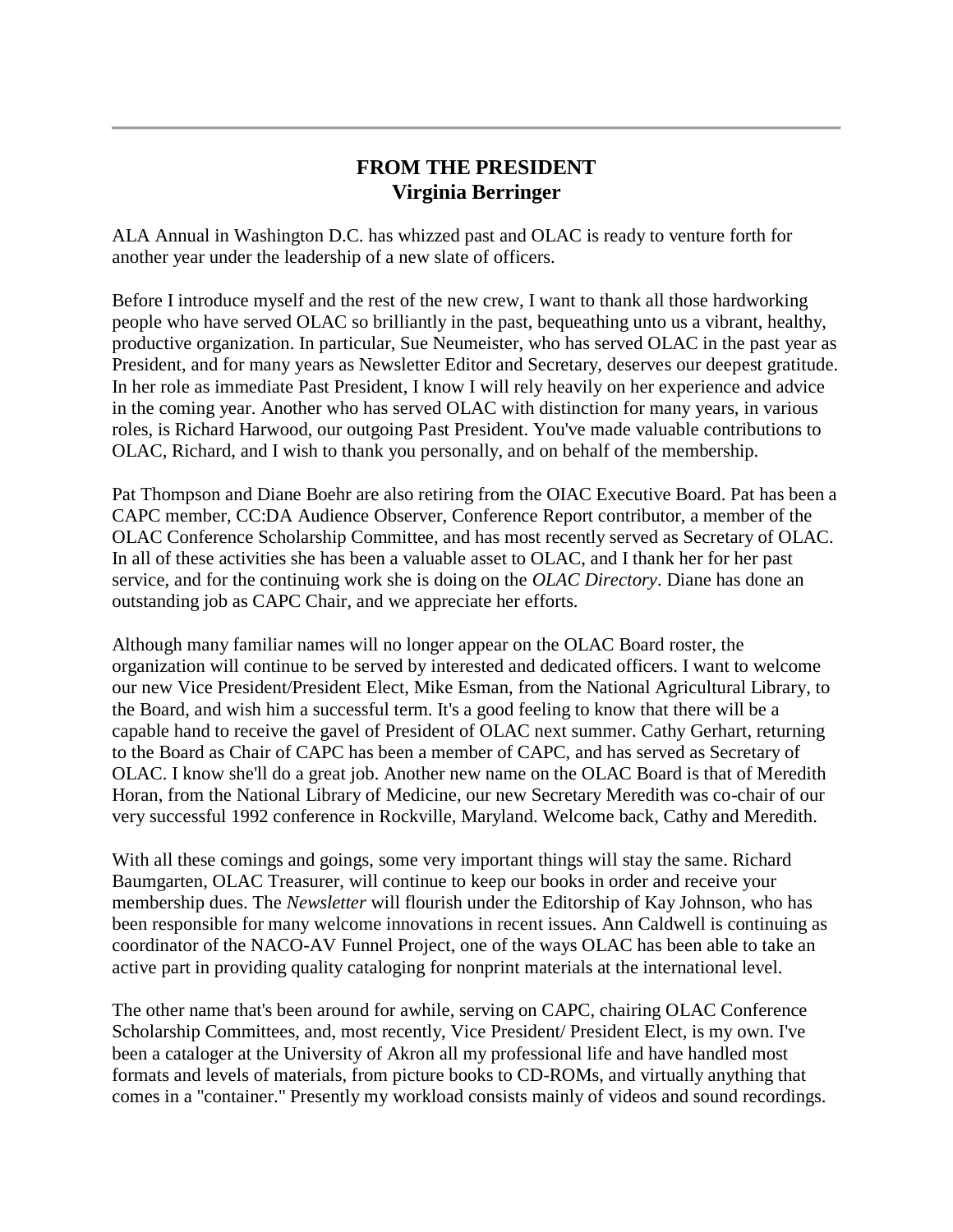## FROM THE PRESIDENT
## Virginia Berringer

ALA Annual in Washington D.C. has whizzed past and OLAC is ready to venture forth for another year under the leadership of a new slate of officers.

Before I introduce myself and the rest of the new crew, I want to thank all those hardworking people who have served OLAC so brilliantly in the past, bequeathing unto us a vibrant, healthy, productive organization. In particular, Sue Neumeister, who has served OLAC in the past year as President, and for many years as Newsletter Editor and Secretary, deserves our deepest gratitude. In her role as immediate Past President, I know I will rely heavily on her experience and advice in the coming year. Another who has served OLAC with distinction for many years, in various roles, is Richard Harwood, our outgoing Past President. You've made valuable contributions to OLAC, Richard, and I wish to thank you personally, and on behalf of the membership.

Pat Thompson and Diane Boehr are also retiring from the OIAC Executive Board. Pat has been a CAPC member, CC:DA Audience Observer, Conference Report contributor, a member of the OLAC Conference Scholarship Committee, and has most recently served as Secretary of OLAC. In all of these activities she has been a valuable asset to OLAC, and I thank her for her past service, and for the continuing work she is doing on the *OLAC Directory*. Diane has done an outstanding job as CAPC Chair, and we appreciate her efforts.

Although many familiar names will no longer appear on the OLAC Board roster, the organization will continue to be served by interested and dedicated officers. I want to welcome our new Vice President/President Elect, Mike Esman, from the National Agricultural Library, to the Board, and wish him a successful term. It's a good feeling to know that there will be a capable hand to receive the gavel of President of OLAC next summer. Cathy Gerhart, returning to the Board as Chair of CAPC has been a member of CAPC, and has served as Secretary of OLAC. I know she'll do a great job. Another new name on the OLAC Board is that of Meredith Horan, from the National Library of Medicine, our new Secretary Meredith was co-chair of our very successful 1992 conference in Rockville, Maryland. Welcome back, Cathy and Meredith.

With all these comings and goings, some very important things will stay the same. Richard Baumgarten, OLAC Treasurer, will continue to keep our books in order and receive your membership dues. The *Newsletter* will flourish under the Editorship of Kay Johnson, who has been responsible for many welcome innovations in recent issues. Ann Caldwell is continuing as coordinator of the NACO-AV Funnel Project, one of the ways OLAC has been able to take an active part in providing quality cataloging for nonprint materials at the international level.

The other name that's been around for awhile, serving on CAPC, chairing OLAC Conference Scholarship Committees, and, most recently, Vice President/ President Elect, is my own. I've been a cataloger at the University of Akron all my professional life and have handled most formats and levels of materials, from picture books to CD-ROMs, and virtually anything that comes in a "container." Presently my workload consists mainly of videos and sound recordings.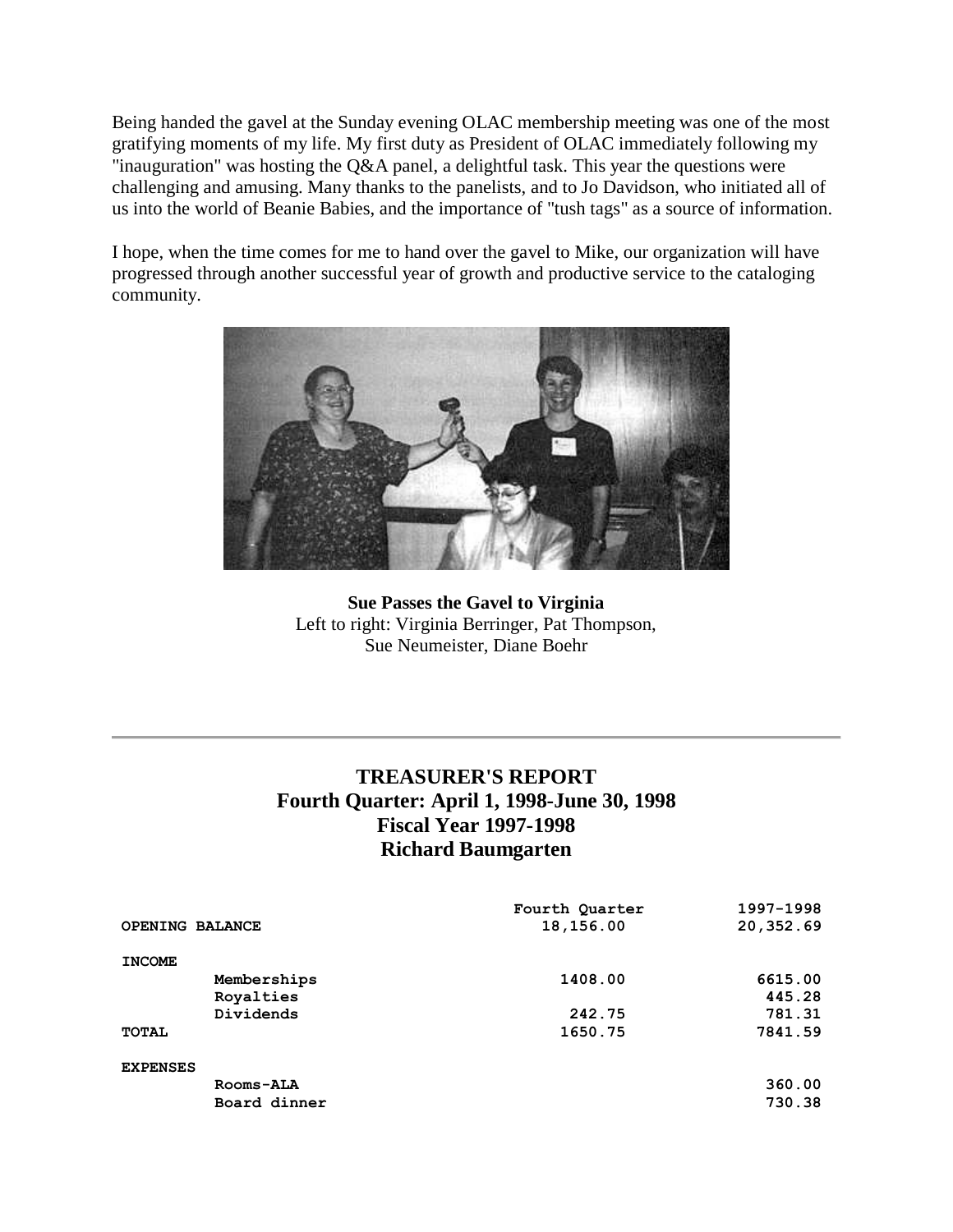Being handed the gavel at the Sunday evening OLAC membership meeting was one of the most gratifying moments of my life. My first duty as President of OLAC immediately following my "inauguration" was hosting the Q&A panel, a delightful task. This year the questions were challenging and amusing. Many thanks to the panelists, and to Jo Davidson, who initiated all of us into the world of Beanie Babies, and the importance of "tush tags" as a source of information.

I hope, when the time comes for me to hand over the gavel to Mike, our organization will have progressed through another successful year of growth and productive service to the cataloging community.

**Sue Passes the Gavel to Virginia**
Left to right: Virginia Berringer, Pat Thompson, Sue Neumeister, Diane Boehr

---

## TREASURER'S REPORT
## Fourth Quarter: April 1, 1998-June 30, 1998
## Fiscal Year 1997-1998
## Richard Baumgarten

| | | Fourth Quarter | 1997-1998 |
|---|---|---|---|
| OPENING BALANCE | | 18,156.00 | 20,352.69 |
| INCOME | | | |
| | Memberships | 1408.00 | 6615.00 |
| | Royalties | | 445.28 |
| | Dividends | 242.75 | 781.31 |
| TOTAL | | 1650.75 | 7841.59 |
| EXPENSES | | | |
| | Rooms-ALA | | 360.00 |
| | Board dinner | | 730.38 |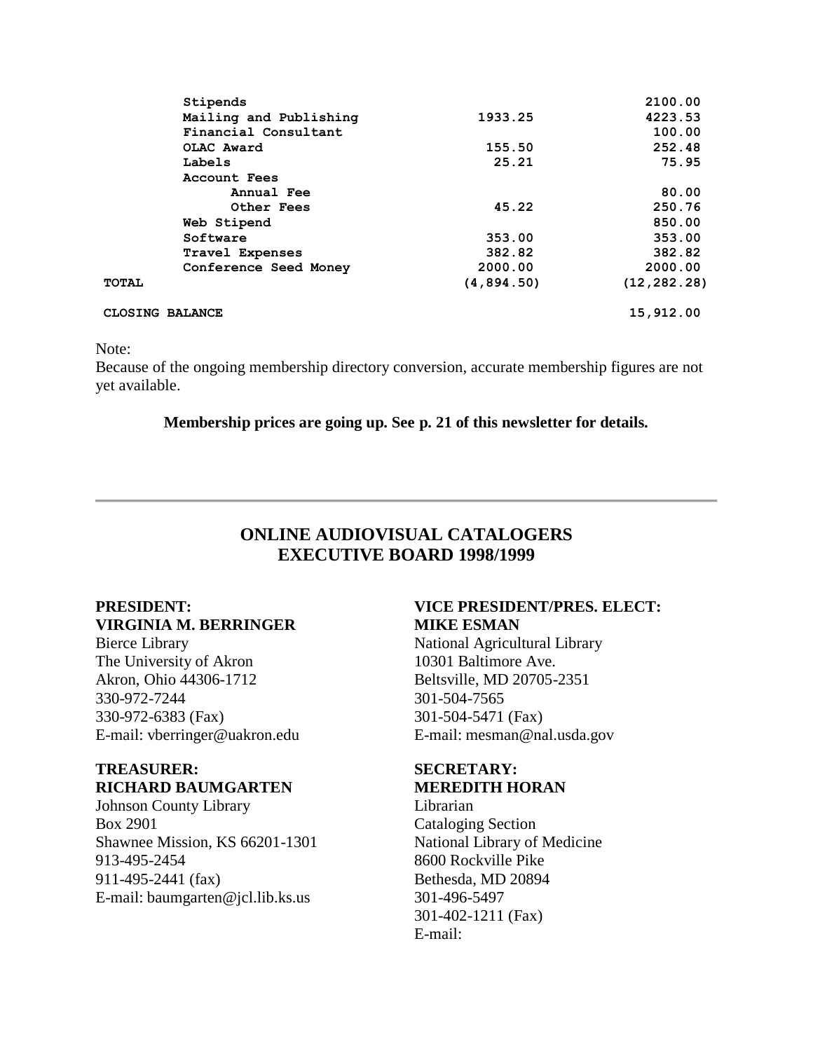| | | |
|---|---|---|
| Stipends | | 2100.00 |
| Mailing and Publishing | 1933.25 | 4223.53 |
| Financial Consultant | | 100.00 |
| OLAC Award | 155.50 | 252.48 |
| Labels | 25.21 | 75.95 |
| Account Fees | | |
| Annual Fee | | 80.00 |
| Other Fees | 45.22 | 250.76 |
| Web Stipend | | 850.00 |
| Software | 353.00 | 353.00 |
| Travel Expenses | 382.82 | 382.82 |
| Conference Seed Money | 2000.00 | 2000.00 |
| **TOTAL** | (4,894.50) | (12,282.28) |
| | | |
| **CLOSING BALANCE** | | 15,912.00 |

Note:
Because of the ongoing membership directory conversion, accurate membership figures are not yet available.

**Membership prices are going up. See p. 21 of this newsletter for details.**

---

## ONLINE AUDIOVISUAL CATALOGERS EXECUTIVE BOARD 1998/1999

**PRESIDENT:**
**VIRGINIA M. BERRINGER**
Bierce Library
The University of Akron
Akron, Ohio 44306-1712
330-972-7244
330-972-6383 (Fax)
E-mail: vberringer@uakron.edu

**VICE PRESIDENT/PRES. ELECT:**
**MIKE ESMAN**
National Agricultural Library
10301 Baltimore Ave.
Beltsville, MD 20705-2351
301-504-7565
301-504-5471 (Fax)
E-mail: mesman@nal.usda.gov

**TREASURER:**
**RICHARD BAUMGARTEN**
Johnson County Library
Box 2901
Shawnee Mission, KS 66201-1301
913-495-2454
911-495-2441 (fax)
E-mail: baumgarten@jcl.lib.ks.us

**SECRETARY:**
**MEREDITH HORAN**
Librarian
Cataloging Section
National Library of Medicine
8600 Rockville Pike
Bethesda, MD 20894
301-496-5497
301-402-1211 (Fax)
E-mail: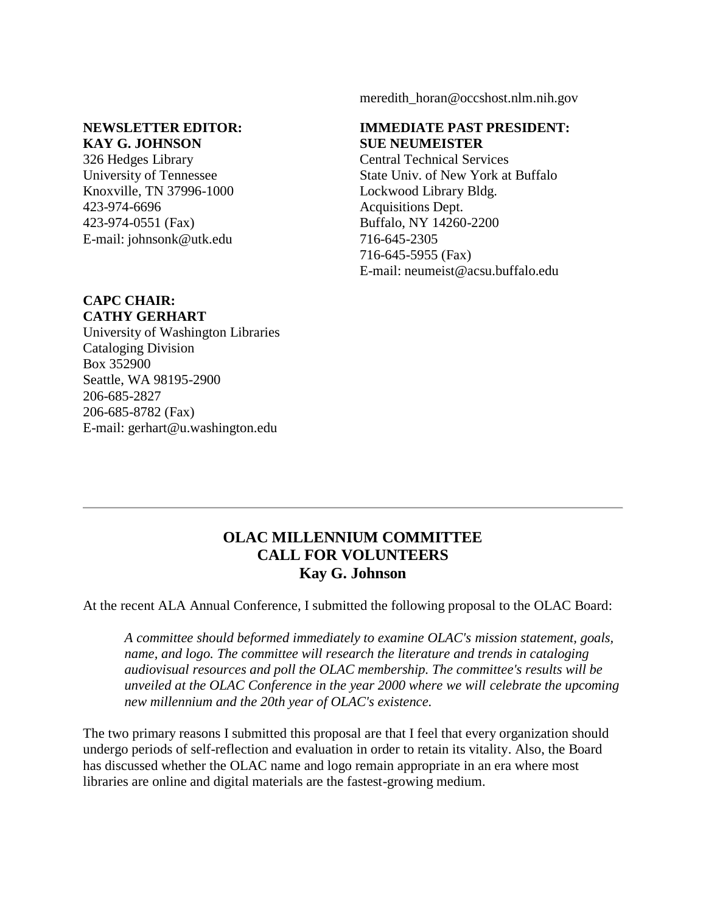meredith_horan@occshost.nlm.nih.gov

**NEWSLETTER EDITOR:**
**KAY G. JOHNSON**
326 Hedges Library
University of Tennessee
Knoxville, TN 37996-1000
423-974-6696
423-974-0551 (Fax)
E-mail: johnsonk@utk.edu

**IMMEDIATE PAST PRESIDENT:**
**SUE NEUMEISTER**
Central Technical Services
State Univ. of New York at Buffalo
Lockwood Library Bldg.
Acquisitions Dept.
Buffalo, NY 14260-2200
716-645-2305
716-645-5955 (Fax)
E-mail: neumeist@acsu.buffalo.edu

**CAPC CHAIR:**
**CATHY GERHART**
University of Washington Libraries
Cataloging Division
Box 352900
Seattle, WA 98195-2900
206-685-2827
206-685-8782 (Fax)
E-mail: gerhart@u.washington.edu

---

## OLAC MILLENNIUM COMMITTEE
## CALL FOR VOLUNTEERS
### Kay G. Johnson

At the recent ALA Annual Conference, I submitted the following proposal to the OLAC Board:

> *A committee should beformed immediately to examine OLAC's mission statement, goals, name, and logo. The committee will research the literature and trends in cataloging audiovisual resources and poll the OLAC membership. The committee's results will be unveiled at the OLAC Conference in the year 2000 where we will celebrate the upcoming new millennium and the 20th year of OLAC's existence.*

The two primary reasons I submitted this proposal are that I feel that every organization should undergo periods of self-reflection and evaluation in order to retain its vitality. Also, the Board has discussed whether the OLAC name and logo remain appropriate in an era where most libraries are online and digital materials are the fastest-growing medium.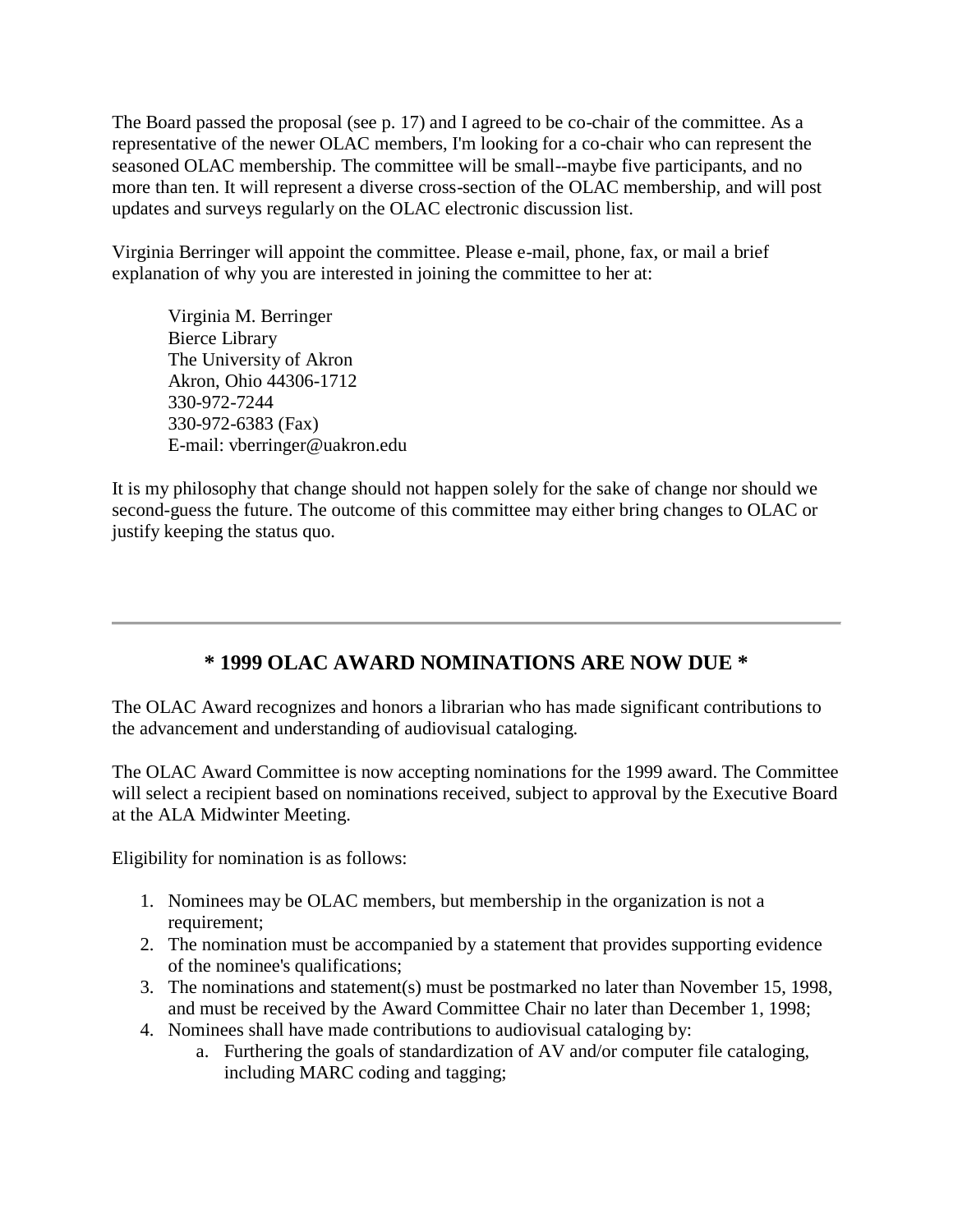The Board passed the proposal (see p. 17) and I agreed to be co-chair of the committee. As a representative of the newer OLAC members, I'm looking for a co-chair who can represent the seasoned OLAC membership. The committee will be small--maybe five participants, and no more than ten. It will represent a diverse cross-section of the OLAC membership, and will post updates and surveys regularly on the OLAC electronic discussion list.

Virginia Berringer will appoint the committee. Please e-mail, phone, fax, or mail a brief explanation of why you are interested in joining the committee to her at:

> Virginia M. Berringer
> Bierce Library
> The University of Akron
> Akron, Ohio 44306-1712
> 330-972-7244
> 330-972-6383 (Fax)
> E-mail: vberringer@uakron.edu

It is my philosophy that change should not happen solely for the sake of change nor should we second-guess the future. The outcome of this committee may either bring changes to OLAC or justify keeping the status quo.

---

## * 1999 OLAC AWARD NOMINATIONS ARE NOW DUE *

The OLAC Award recognizes and honors a librarian who has made significant contributions to the advancement and understanding of audiovisual cataloging.

The OLAC Award Committee is now accepting nominations for the 1999 award. The Committee will select a recipient based on nominations received, subject to approval by the Executive Board at the ALA Midwinter Meeting.

Eligibility for nomination is as follows:

1. Nominees may be OLAC members, but membership in the organization is not a requirement;
2. The nomination must be accompanied by a statement that provides supporting evidence of the nominee's qualifications;
3. The nominations and statement(s) must be postmarked no later than November 15, 1998, and must be received by the Award Committee Chair no later than December 1, 1998;
4. Nominees shall have made contributions to audiovisual cataloging by:
    a. Furthering the goals of standardization of AV and/or computer file cataloging, including MARC coding and tagging;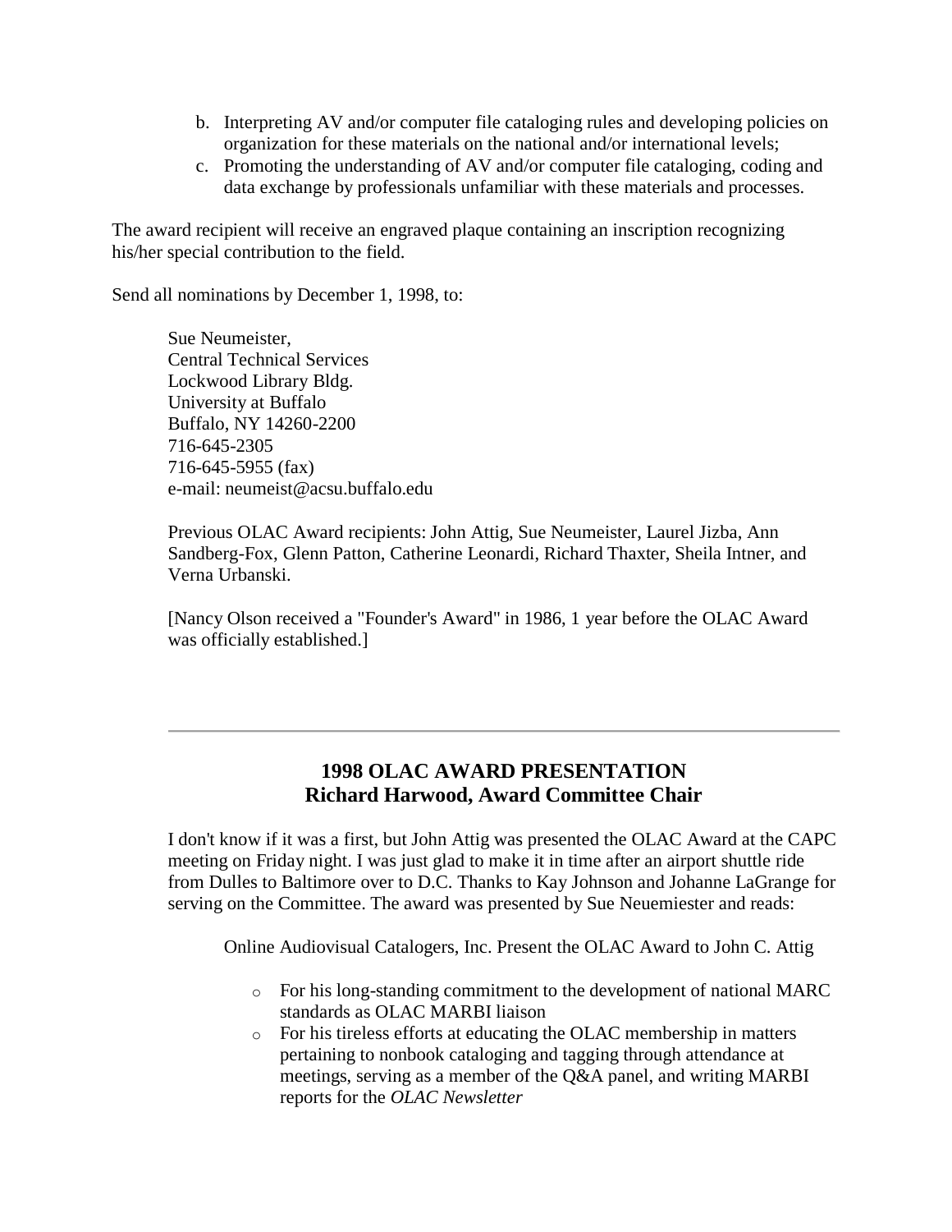b. Interpreting AV and/or computer file cataloging rules and developing policies on organization for these materials on the national and/or international levels;
c. Promoting the understanding of AV and/or computer file cataloging, coding and data exchange by professionals unfamiliar with these materials and processes.

The award recipient will receive an engraved plaque containing an inscription recognizing his/her special contribution to the field.

Send all nominations by December 1, 1998, to:

> Sue Neumeister,
> Central Technical Services
> Lockwood Library Bldg.
> University at Buffalo
> Buffalo, NY 14260-2200
> 716-645-2305
> 716-645-5955 (fax)
> e-mail: neumeist@acsu.buffalo.edu

Previous OLAC Award recipients: John Attig, Sue Neumeister, Laurel Jizba, Ann Sandberg-Fox, Glenn Patton, Catherine Leonardi, Richard Thaxter, Sheila Intner, and Verna Urbanski.

[Nancy Olson received a "Founder's Award" in 1986, 1 year before the OLAC Award was officially established.]

---

## 1998 OLAC AWARD PRESENTATION
## Richard Harwood, Award Committee Chair

I don't know if it was a first, but John Attig was presented the OLAC Award at the CAPC meeting on Friday night. I was just glad to make it in time after an airport shuttle ride from Dulles to Baltimore over to D.C. Thanks to Kay Johnson and Johanne LaGrange for serving on the Committee. The award was presented by Sue Neuemiester and reads:

Online Audiovisual Catalogers, Inc. Present the OLAC Award to John C. Attig

- For his long-standing commitment to the development of national MARC standards as OLAC MARBI liaison
- For his tireless efforts at educating the OLAC membership in matters pertaining to nonbook cataloging and tagging through attendance at meetings, serving as a member of the Q&A panel, and writing MARBI reports for the *OLAC Newsletter*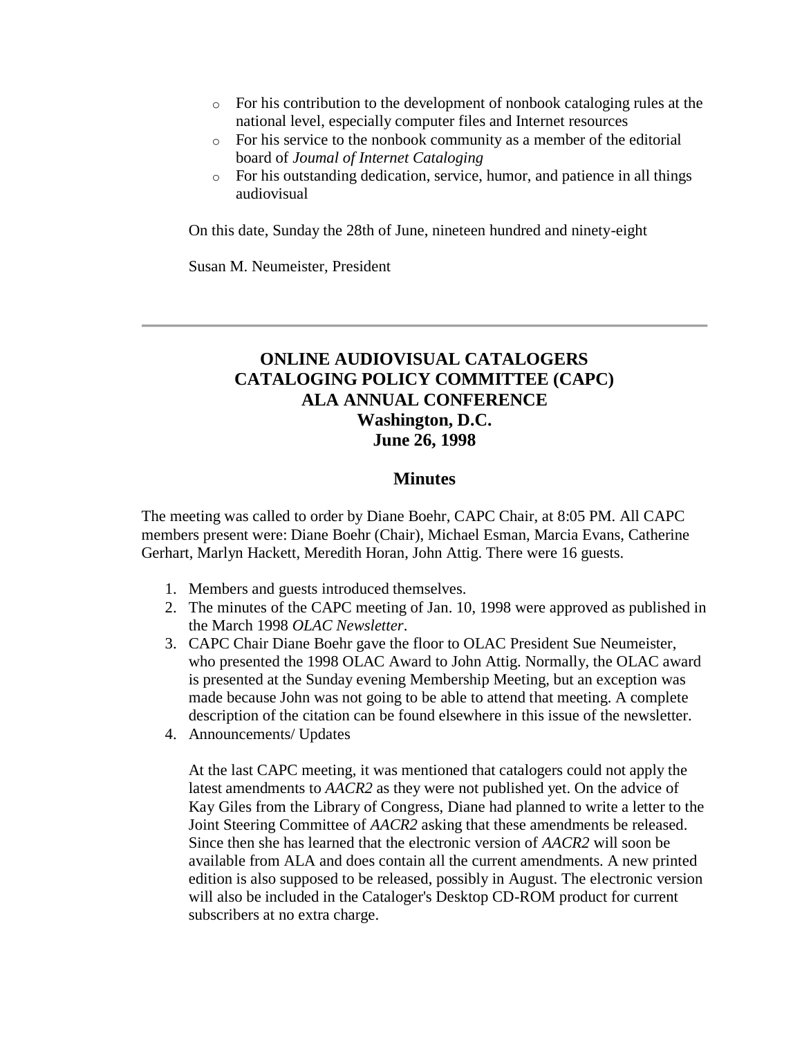- For his contribution to the development of nonbook cataloging rules at the national level, especially computer files and Internet resources
- For his service to the nonbook community as a member of the editorial board of *Joumal of Internet Cataloging*
- For his outstanding dedication, service, humor, and patience in all things audiovisual

On this date, Sunday the 28th of June, nineteen hundred and ninety-eight

Susan M. Neumeister, President

---

## ONLINE AUDIOVISUAL CATALOGERS
## CATALOGING POLICY COMMITTEE (CAPC)
## ALA ANNUAL CONFERENCE
## Washington, D.C.
## June 26, 1998

### Minutes

The meeting was called to order by Diane Boehr, CAPC Chair, at 8:05 PM. All CAPC members present were: Diane Boehr (Chair), Michael Esman, Marcia Evans, Catherine Gerhart, Marlyn Hackett, Meredith Horan, John Attig. There were 16 guests.

1. Members and guests introduced themselves.
2. The minutes of the CAPC meeting of Jan. 10, 1998 were approved as published in the March 1998 *OLAC Newsletter*.
3. CAPC Chair Diane Boehr gave the floor to OLAC President Sue Neumeister, who presented the 1998 OLAC Award to John Attig. Normally, the OLAC award is presented at the Sunday evening Membership Meeting, but an exception was made because John was not going to be able to attend that meeting. A complete description of the citation can be found elsewhere in this issue of the newsletter.
4. Announcements/ Updates

   At the last CAPC meeting, it was mentioned that catalogers could not apply the latest amendments to *AACR2* as they were not published yet. On the advice of Kay Giles from the Library of Congress, Diane had planned to write a letter to the Joint Steering Committee of *AACR2* asking that these amendments be released. Since then she has learned that the electronic version of *AACR2* will soon be available from ALA and does contain all the current amendments. A new printed edition is also supposed to be released, possibly in August. The electronic version will also be included in the Cataloger's Desktop CD-ROM product for current subscribers at no extra charge.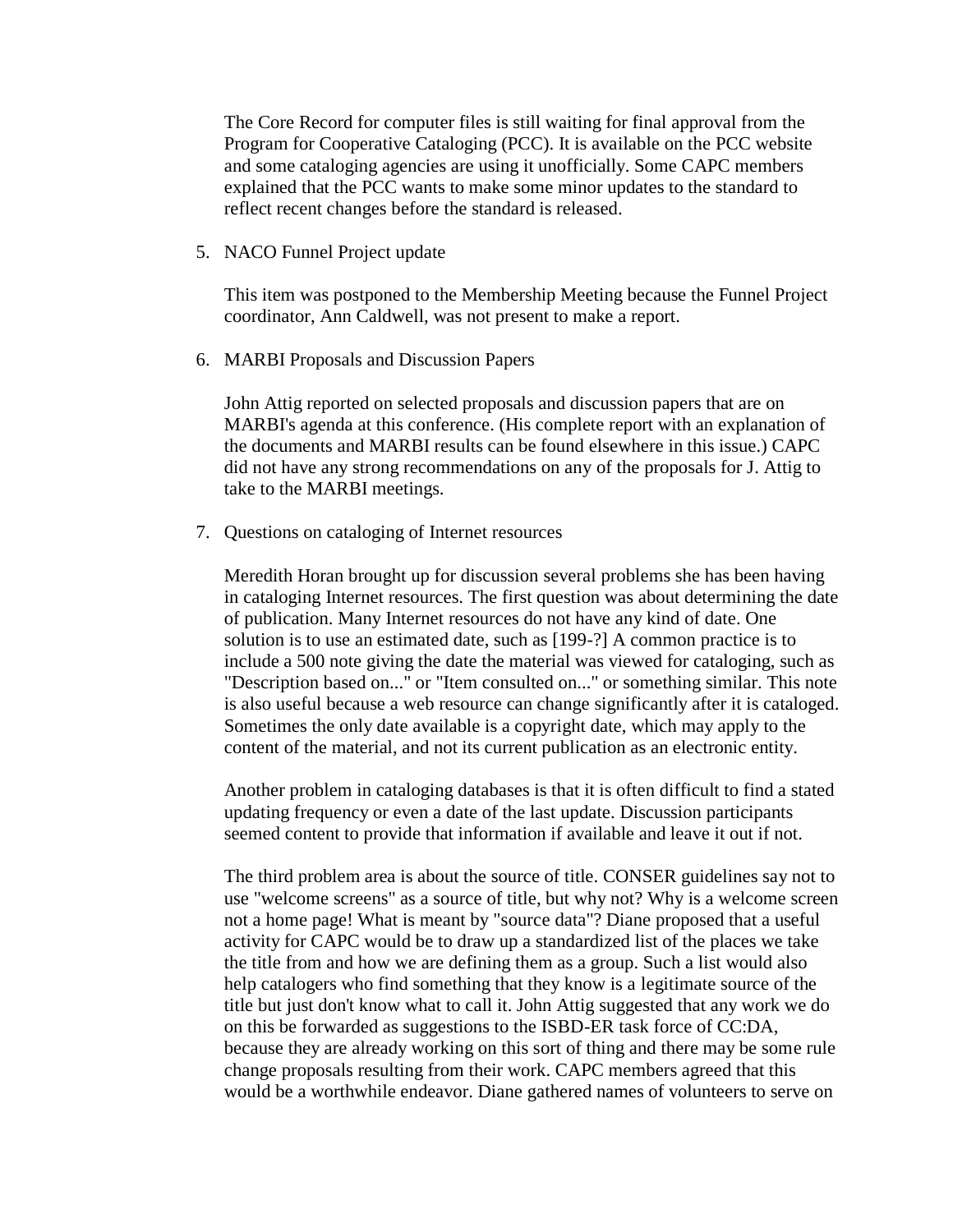The Core Record for computer files is still waiting for final approval from the Program for Cooperative Cataloging (PCC). It is available on the PCC website and some cataloging agencies are using it unofficially. Some CAPC members explained that the PCC wants to make some minor updates to the standard to reflect recent changes before the standard is released.

5. NACO Funnel Project update

   This item was postponed to the Membership Meeting because the Funnel Project coordinator, Ann Caldwell, was not present to make a report.

6. MARBI Proposals and Discussion Papers

   John Attig reported on selected proposals and discussion papers that are on MARBI's agenda at this conference. (His complete report with an explanation of the documents and MARBI results can be found elsewhere in this issue.) CAPC did not have any strong recommendations on any of the proposals for J. Attig to take to the MARBI meetings.

7. Questions on cataloging of Internet resources

   Meredith Horan brought up for discussion several problems she has been having in cataloging Internet resources. The first question was about determining the date of publication. Many Internet resources do not have any kind of date. One solution is to use an estimated date, such as [199-?] A common practice is to include a 500 note giving the date the material was viewed for cataloging, such as "Description based on..." or "Item consulted on..." or something similar. This note is also useful because a web resource can change significantly after it is cataloged. Sometimes the only date available is a copyright date, which may apply to the content of the material, and not its current publication as an electronic entity.

   Another problem in cataloging databases is that it is often difficult to find a stated updating frequency or even a date of the last update. Discussion participants seemed content to provide that information if available and leave it out if not.

   The third problem area is about the source of title. CONSER guidelines say not to use "welcome screens" as a source of title, but why not? Why is a welcome screen not a home page! What is meant by "source data"? Diane proposed that a useful activity for CAPC would be to draw up a standardized list of the places we take the title from and how we are defining them as a group. Such a list would also help catalogers who find something that they know is a legitimate source of the title but just don't know what to call it. John Attig suggested that any work we do on this be forwarded as suggestions to the ISBD-ER task force of CC:DA, because they are already working on this sort of thing and there may be some rule change proposals resulting from their work. CAPC members agreed that this would be a worthwhile endeavor. Diane gathered names of volunteers to serve on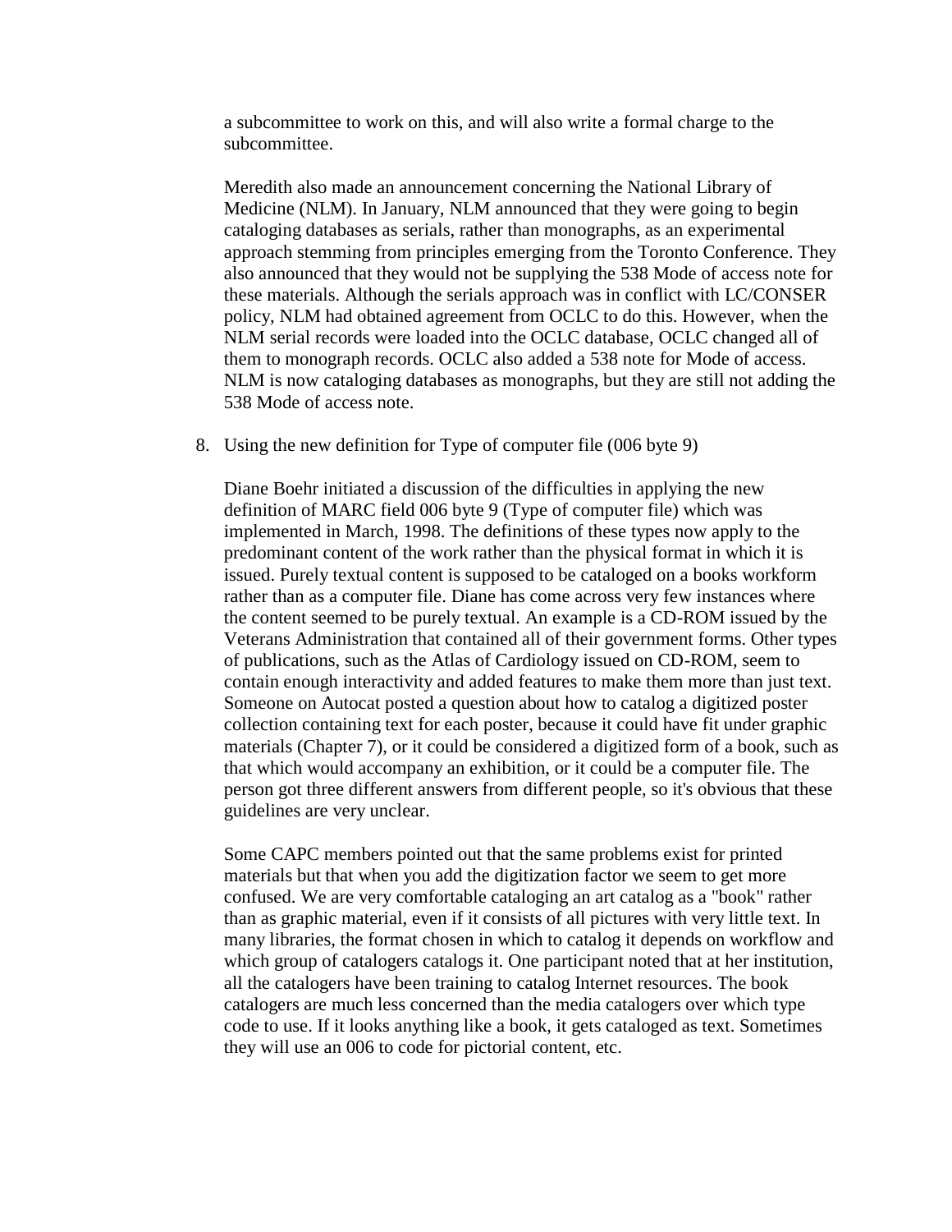a subcommittee to work on this, and will also write a formal charge to the subcommittee.

Meredith also made an announcement concerning the National Library of Medicine (NLM). In January, NLM announced that they were going to begin cataloging databases as serials, rather than monographs, as an experimental approach stemming from principles emerging from the Toronto Conference. They also announced that they would not be supplying the 538 Mode of access note for these materials. Although the serials approach was in conflict with LC/CONSER policy, NLM had obtained agreement from OCLC to do this. However, when the NLM serial records were loaded into the OCLC database, OCLC changed all of them to monograph records. OCLC also added a 538 note for Mode of access. NLM is now cataloging databases as monographs, but they are still not adding the 538 Mode of access note.

8. Using the new definition for Type of computer file (006 byte 9)

   Diane Boehr initiated a discussion of the difficulties in applying the new definition of MARC field 006 byte 9 (Type of computer file) which was implemented in March, 1998. The definitions of these types now apply to the predominant content of the work rather than the physical format in which it is issued. Purely textual content is supposed to be cataloged on a books workform rather than as a computer file. Diane has come across very few instances where the content seemed to be purely textual. An example is a CD-ROM issued by the Veterans Administration that contained all of their government forms. Other types of publications, such as the Atlas of Cardiology issued on CD-ROM, seem to contain enough interactivity and added features to make them more than just text. Someone on Autocat posted a question about how to catalog a digitized poster collection containing text for each poster, because it could have fit under graphic materials (Chapter 7), or it could be considered a digitized form of a book, such as that which would accompany an exhibition, or it could be a computer file. The person got three different answers from different people, so it's obvious that these guidelines are very unclear.

   Some CAPC members pointed out that the same problems exist for printed materials but that when you add the digitization factor we seem to get more confused. We are very comfortable cataloging an art catalog as a "book" rather than as graphic material, even if it consists of all pictures with very little text. In many libraries, the format chosen in which to catalog it depends on workflow and which group of catalogers catalogs it. One participant noted that at her institution, all the catalogers have been training to catalog Internet resources. The book catalogers are much less concerned than the media catalogers over which type code to use. If it looks anything like a book, it gets cataloged as text. Sometimes they will use an 006 to code for pictorial content, etc.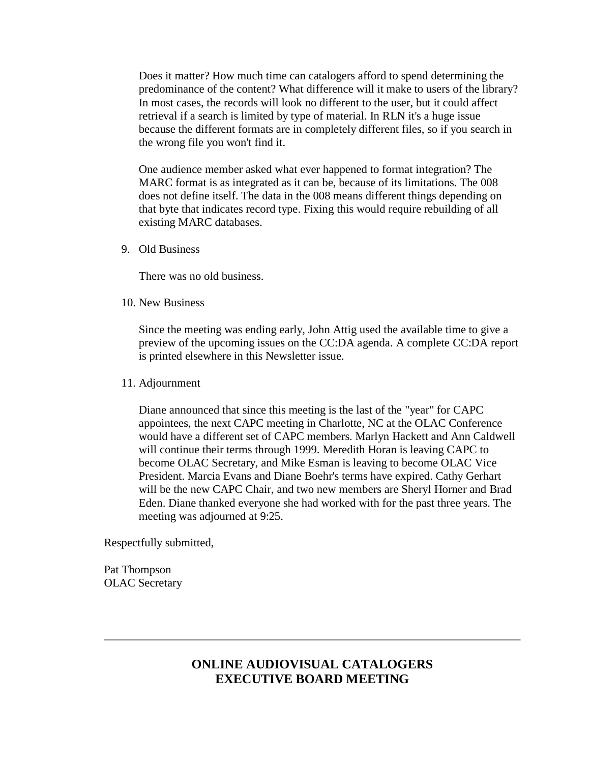Does it matter? How much time can catalogers afford to spend determining the predominance of the content? What difference will it make to users of the library? In most cases, the records will look no different to the user, but it could affect retrieval if a search is limited by type of material. In RLN it's a huge issue because the different formats are in completely different files, so if you search in the wrong file you won't find it.

One audience member asked what ever happened to format integration? The MARC format is as integrated as it can be, because of its limitations. The 008 does not define itself. The data in the 008 means different things depending on that byte that indicates record type. Fixing this would require rebuilding of all existing MARC databases.

9. Old Business

   There was no old business.

10. New Business

    Since the meeting was ending early, John Attig used the available time to give a preview of the upcoming issues on the CC:DA agenda. A complete CC:DA report is printed elsewhere in this Newsletter issue.

11. Adjournment

    Diane announced that since this meeting is the last of the "year" for CAPC appointees, the next CAPC meeting in Charlotte, NC at the OLAC Conference would have a different set of CAPC members. Marlyn Hackett and Ann Caldwell will continue their terms through 1999. Meredith Horan is leaving CAPC to become OLAC Secretary, and Mike Esman is leaving to become OLAC Vice President. Marcia Evans and Diane Boehr's terms have expired. Cathy Gerhart will be the new CAPC Chair, and two new members are Sheryl Horner and Brad Eden. Diane thanked everyone she had worked with for the past three years. The meeting was adjourned at 9:25.

Respectfully submitted,

Pat Thompson
OLAC Secretary

---

## ONLINE AUDIOVISUAL CATALOGERS EXECUTIVE BOARD MEETING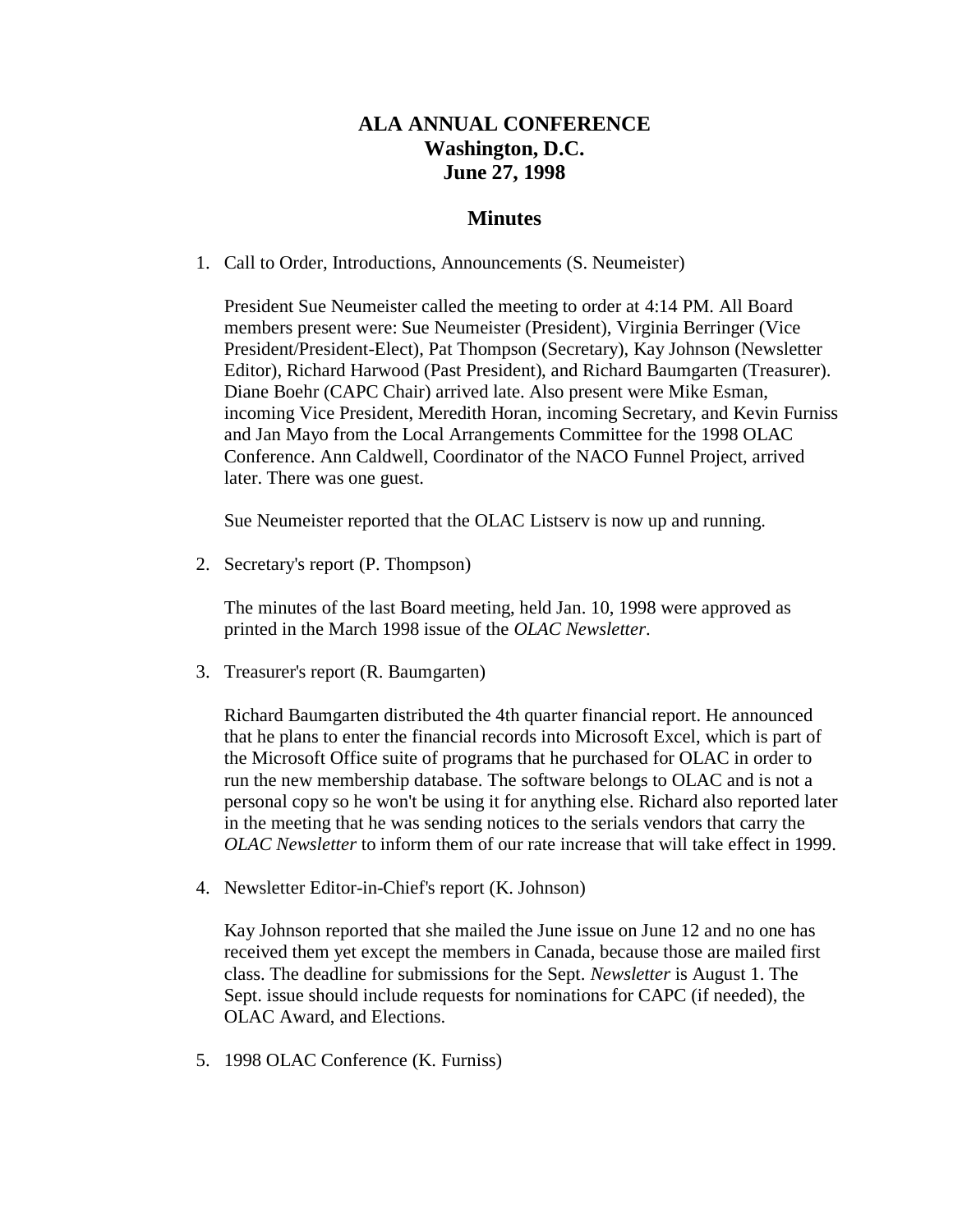# ALA ANNUAL CONFERENCE
# Washington, D.C.
# June 27, 1998

## Minutes

1. Call to Order, Introductions, Announcements (S. Neumeister)

   President Sue Neumeister called the meeting to order at 4:14 PM. All Board members present were: Sue Neumeister (President), Virginia Berringer (Vice President/President-Elect), Pat Thompson (Secretary), Kay Johnson (Newsletter Editor), Richard Harwood (Past President), and Richard Baumgarten (Treasurer). Diane Boehr (CAPC Chair) arrived late. Also present were Mike Esman, incoming Vice President, Meredith Horan, incoming Secretary, and Kevin Furniss and Jan Mayo from the Local Arrangements Committee for the 1998 OLAC Conference. Ann Caldwell, Coordinator of the NACO Funnel Project, arrived later. There was one guest.

   Sue Neumeister reported that the OLAC Listserv is now up and running.

2. Secretary's report (P. Thompson)

   The minutes of the last Board meeting, held Jan. 10, 1998 were approved as printed in the March 1998 issue of the *OLAC Newsletter*.

3. Treasurer's report (R. Baumgarten)

   Richard Baumgarten distributed the 4th quarter financial report. He announced that he plans to enter the financial records into Microsoft Excel, which is part of the Microsoft Office suite of programs that he purchased for OLAC in order to run the new membership database. The software belongs to OLAC and is not a personal copy so he won't be using it for anything else. Richard also reported later in the meeting that he was sending notices to the serials vendors that carry the *OLAC Newsletter* to inform them of our rate increase that will take effect in 1999.

4. Newsletter Editor-in-Chief's report (K. Johnson)

   Kay Johnson reported that she mailed the June issue on June 12 and no one has received them yet except the members in Canada, because those are mailed first class. The deadline for submissions for the Sept. *Newsletter* is August 1. The Sept. issue should include requests for nominations for CAPC (if needed), the OLAC Award, and Elections.

5. 1998 OLAC Conference (K. Furniss)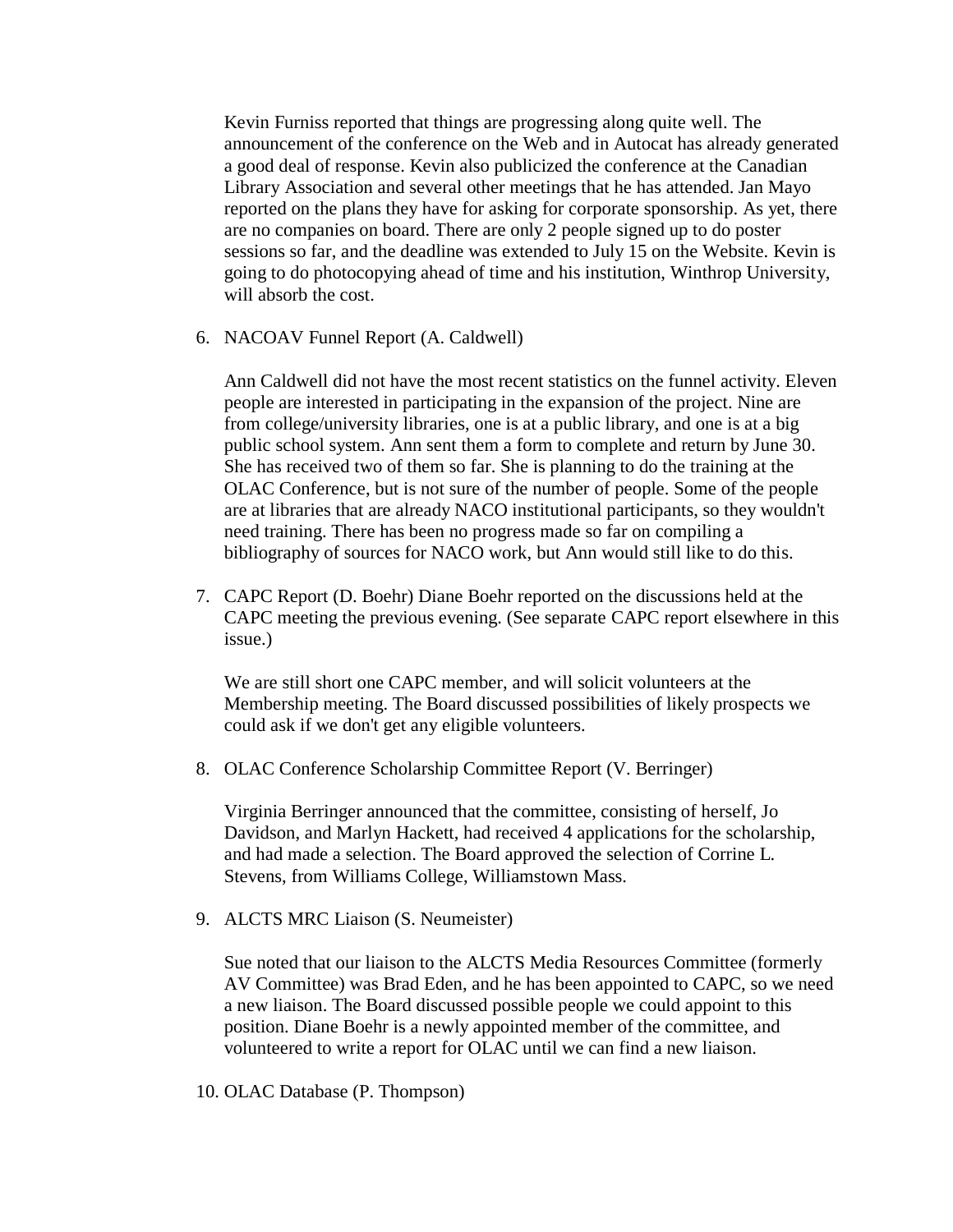Kevin Furniss reported that things are progressing along quite well. The announcement of the conference on the Web and in Autocat has already generated a good deal of response. Kevin also publicized the conference at the Canadian Library Association and several other meetings that he has attended. Jan Mayo reported on the plans they have for asking for corporate sponsorship. As yet, there are no companies on board. There are only 2 people signed up to do poster sessions so far, and the deadline was extended to July 15 on the Website. Kevin is going to do photocopying ahead of time and his institution, Winthrop University, will absorb the cost.

6. NACOAV Funnel Report (A. Caldwell)

   Ann Caldwell did not have the most recent statistics on the funnel activity. Eleven people are interested in participating in the expansion of the project. Nine are from college/university libraries, one is at a public library, and one is at a big public school system. Ann sent them a form to complete and return by June 30. She has received two of them so far. She is planning to do the training at the OLAC Conference, but is not sure of the number of people. Some of the people are at libraries that are already NACO institutional participants, so they wouldn't need training. There has been no progress made so far on compiling a bibliography of sources for NACO work, but Ann would still like to do this.

7. CAPC Report (D. Boehr) Diane Boehr reported on the discussions held at the CAPC meeting the previous evening. (See separate CAPC report elsewhere in this issue.)

   We are still short one CAPC member, and will solicit volunteers at the Membership meeting. The Board discussed possibilities of likely prospects we could ask if we don't get any eligible volunteers.

8. OLAC Conference Scholarship Committee Report (V. Berringer)

   Virginia Berringer announced that the committee, consisting of herself, Jo Davidson, and Marlyn Hackett, had received 4 applications for the scholarship, and had made a selection. The Board approved the selection of Corrine L. Stevens, from Williams College, Williamstown Mass.

9. ALCTS MRC Liaison (S. Neumeister)

   Sue noted that our liaison to the ALCTS Media Resources Committee (formerly AV Committee) was Brad Eden, and he has been appointed to CAPC, so we need a new liaison. The Board discussed possible people we could appoint to this position. Diane Boehr is a newly appointed member of the committee, and volunteered to write a report for OLAC until we can find a new liaison.

10. OLAC Database (P. Thompson)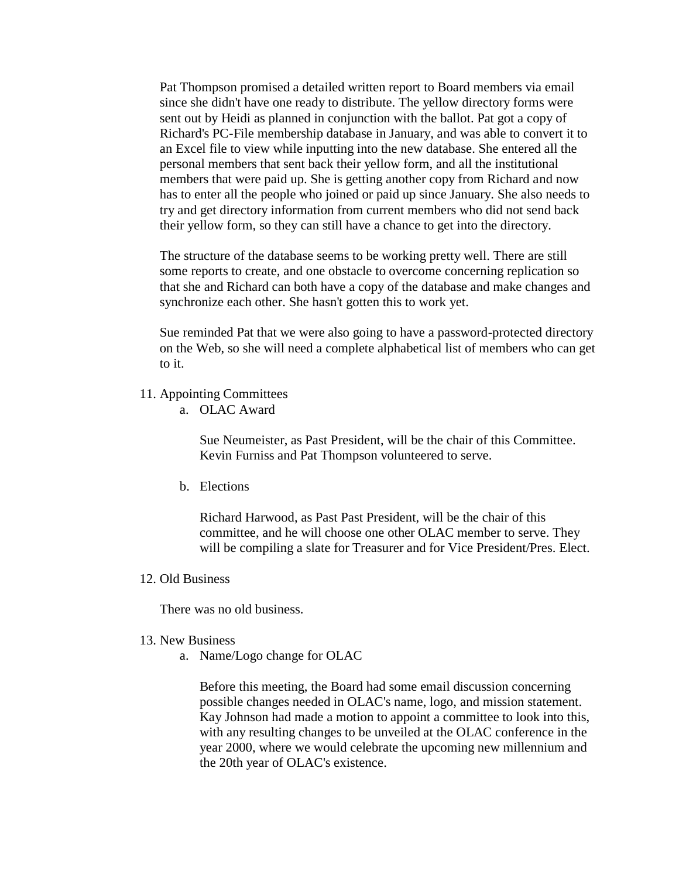Pat Thompson promised a detailed written report to Board members via email since she didn't have one ready to distribute. The yellow directory forms were sent out by Heidi as planned in conjunction with the ballot. Pat got a copy of Richard's PC-File membership database in January, and was able to convert it to an Excel file to view while inputting into the new database. She entered all the personal members that sent back their yellow form, and all the institutional members that were paid up. She is getting another copy from Richard and now has to enter all the people who joined or paid up since January. She also needs to try and get directory information from current members who did not send back their yellow form, so they can still have a chance to get into the directory.

The structure of the database seems to be working pretty well. There are still some reports to create, and one obstacle to overcome concerning replication so that she and Richard can both have a copy of the database and make changes and synchronize each other. She hasn't gotten this to work yet.

Sue reminded Pat that we were also going to have a password-protected directory on the Web, so she will need a complete alphabetical list of members who can get to it.

11. Appointing Committees
    a. OLAC Award

       Sue Neumeister, as Past President, will be the chair of this Committee. Kevin Furniss and Pat Thompson volunteered to serve.

    b. Elections

       Richard Harwood, as Past Past President, will be the chair of this committee, and he will choose one other OLAC member to serve. They will be compiling a slate for Treasurer and for Vice President/Pres. Elect.

12. Old Business

    There was no old business.

13. New Business
    a. Name/Logo change for OLAC

       Before this meeting, the Board had some email discussion concerning possible changes needed in OLAC's name, logo, and mission statement. Kay Johnson had made a motion to appoint a committee to look into this, with any resulting changes to be unveiled at the OLAC conference in the year 2000, where we would celebrate the upcoming new millennium and the 20th year of OLAC's existence.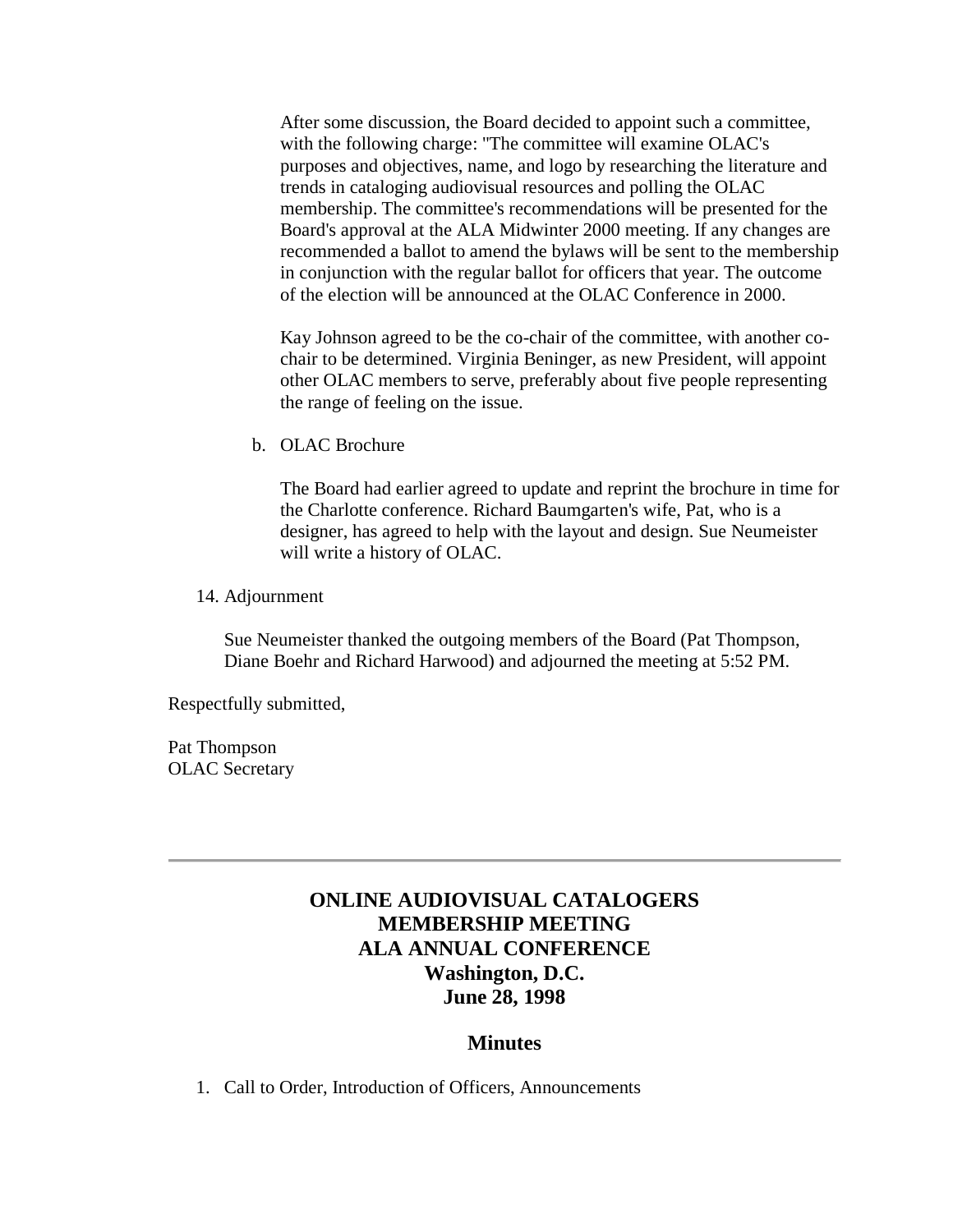After some discussion, the Board decided to appoint such a committee, with the following charge: "The committee will examine OLAC's purposes and objectives, name, and logo by researching the literature and trends in cataloging audiovisual resources and polling the OLAC membership. The committee's recommendations will be presented for the Board's approval at the ALA Midwinter 2000 meeting. If any changes are recommended a ballot to amend the bylaws will be sent to the membership in conjunction with the regular ballot for officers that year. The outcome of the election will be announced at the OLAC Conference in 2000.

Kay Johnson agreed to be the co-chair of the committee, with another co-chair to be determined. Virginia Beninger, as new President, will appoint other OLAC members to serve, preferably about five people representing the range of feeling on the issue.

b. OLAC Brochure

The Board had earlier agreed to update and reprint the brochure in time for the Charlotte conference. Richard Baumgarten's wife, Pat, who is a designer, has agreed to help with the layout and design. Sue Neumeister will write a history of OLAC.

14. Adjournment

Sue Neumeister thanked the outgoing members of the Board (Pat Thompson, Diane Boehr and Richard Harwood) and adjourned the meeting at 5:52 PM.

Respectfully submitted,

Pat Thompson
OLAC Secretary

---

## ONLINE AUDIOVISUAL CATALOGERS MEMBERSHIP MEETING ALA ANNUAL CONFERENCE Washington, D.C. June 28, 1998

### Minutes

1. Call to Order, Introduction of Officers, Announcements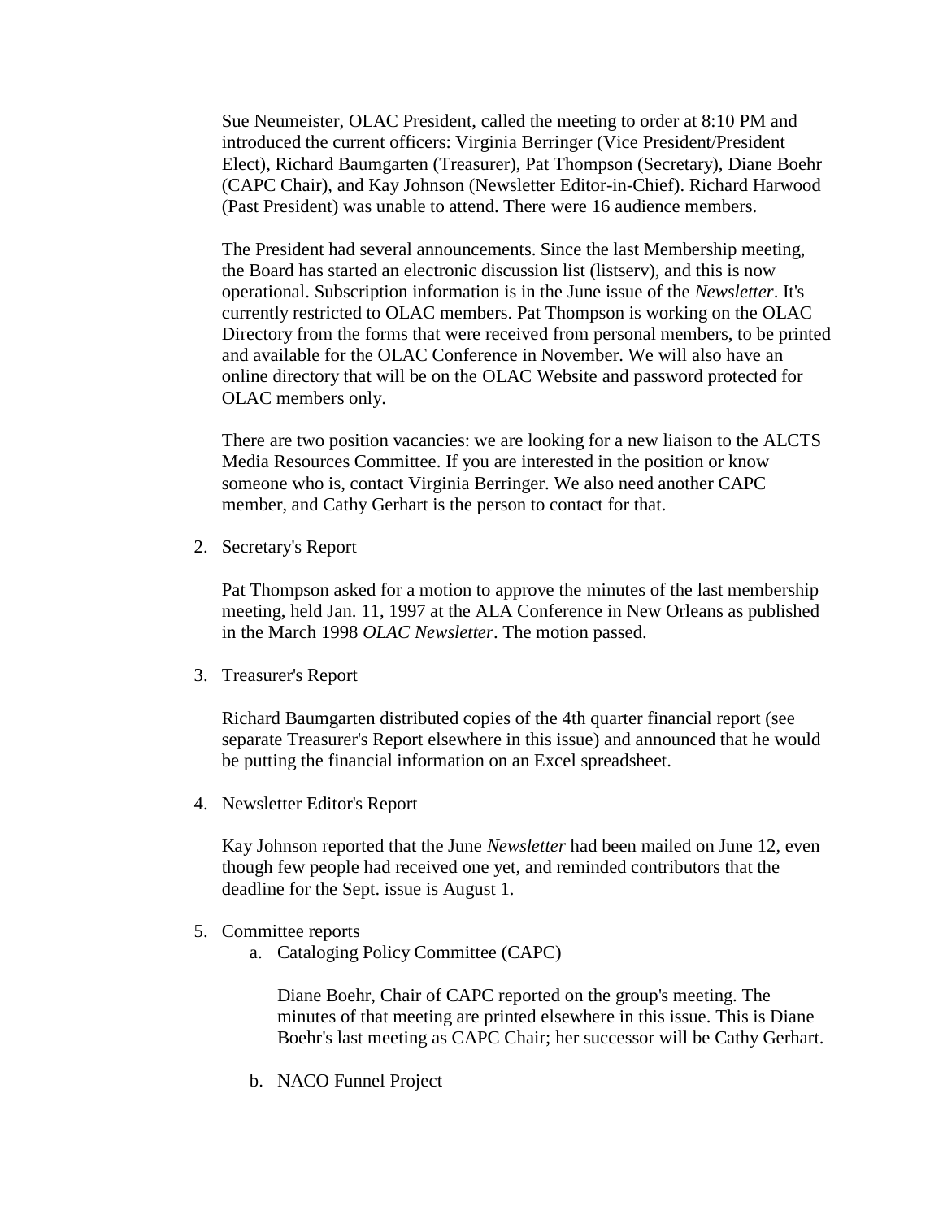Sue Neumeister, OLAC President, called the meeting to order at 8:10 PM and introduced the current officers: Virginia Berringer (Vice President/President Elect), Richard Baumgarten (Treasurer), Pat Thompson (Secretary), Diane Boehr (CAPC Chair), and Kay Johnson (Newsletter Editor-in-Chief). Richard Harwood (Past President) was unable to attend. There were 16 audience members.

The President had several announcements. Since the last Membership meeting, the Board has started an electronic discussion list (listserv), and this is now operational. Subscription information is in the June issue of the *Newsletter*. It's currently restricted to OLAC members. Pat Thompson is working on the OLAC Directory from the forms that were received from personal members, to be printed and available for the OLAC Conference in November. We will also have an online directory that will be on the OLAC Website and password protected for OLAC members only.

There are two position vacancies: we are looking for a new liaison to the ALCTS Media Resources Committee. If you are interested in the position or know someone who is, contact Virginia Berringer. We also need another CAPC member, and Cathy Gerhart is the person to contact for that.

2. Secretary's Report

   Pat Thompson asked for a motion to approve the minutes of the last membership meeting, held Jan. 11, 1997 at the ALA Conference in New Orleans as published in the March 1998 *OLAC Newsletter*. The motion passed.

3. Treasurer's Report

   Richard Baumgarten distributed copies of the 4th quarter financial report (see separate Treasurer's Report elsewhere in this issue) and announced that he would be putting the financial information on an Excel spreadsheet.

4. Newsletter Editor's Report

   Kay Johnson reported that the June *Newsletter* had been mailed on June 12, even though few people had received one yet, and reminded contributors that the deadline for the Sept. issue is August 1.

5. Committee reports
   a. Cataloging Policy Committee (CAPC)

      Diane Boehr, Chair of CAPC reported on the group's meeting. The minutes of that meeting are printed elsewhere in this issue. This is Diane Boehr's last meeting as CAPC Chair; her successor will be Cathy Gerhart.

   b. NACO Funnel Project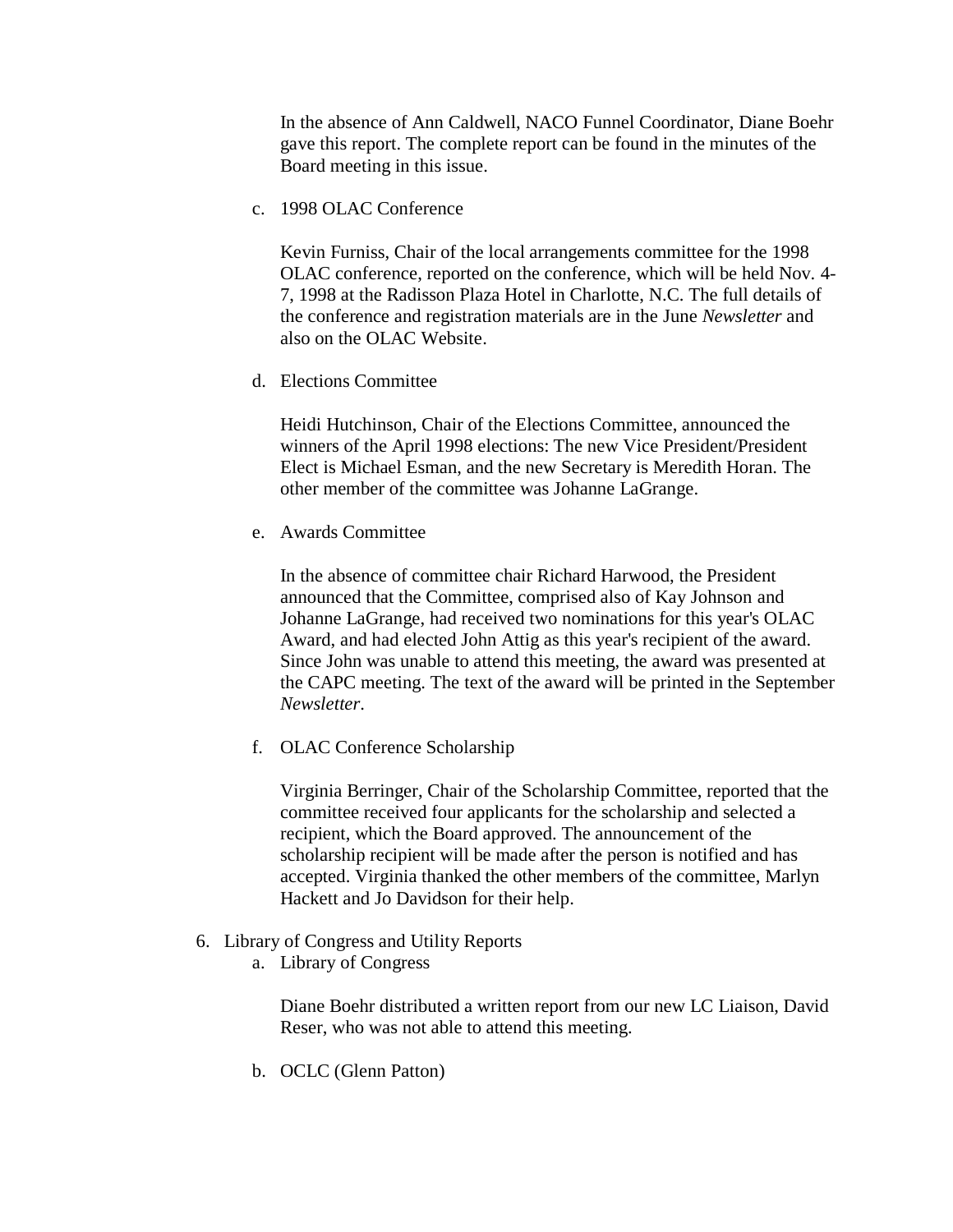In the absence of Ann Caldwell, NACO Funnel Coordinator, Diane Boehr gave this report. The complete report can be found in the minutes of the Board meeting in this issue.

c. 1998 OLAC Conference

   Kevin Furniss, Chair of the local arrangements committee for the 1998 OLAC conference, reported on the conference, which will be held Nov. 4-7, 1998 at the Radisson Plaza Hotel in Charlotte, N.C. The full details of the conference and registration materials are in the June *Newsletter* and also on the OLAC Website.

d. Elections Committee

   Heidi Hutchinson, Chair of the Elections Committee, announced the winners of the April 1998 elections: The new Vice President/President Elect is Michael Esman, and the new Secretary is Meredith Horan. The other member of the committee was Johanne LaGrange.

e. Awards Committee

   In the absence of committee chair Richard Harwood, the President announced that the Committee, comprised also of Kay Johnson and Johanne LaGrange, had received two nominations for this year's OLAC Award, and had elected John Attig as this year's recipient of the award. Since John was unable to attend this meeting, the award was presented at the CAPC meeting. The text of the award will be printed in the September *Newsletter*.

f. OLAC Conference Scholarship

   Virginia Berringer, Chair of the Scholarship Committee, reported that the committee received four applicants for the scholarship and selected a recipient, which the Board approved. The announcement of the scholarship recipient will be made after the person is notified and has accepted. Virginia thanked the other members of the committee, Marlyn Hackett and Jo Davidson for their help.

6. Library of Congress and Utility Reports
   a. Library of Congress

      Diane Boehr distributed a written report from our new LC Liaison, David Reser, who was not able to attend this meeting.

   b. OCLC (Glenn Patton)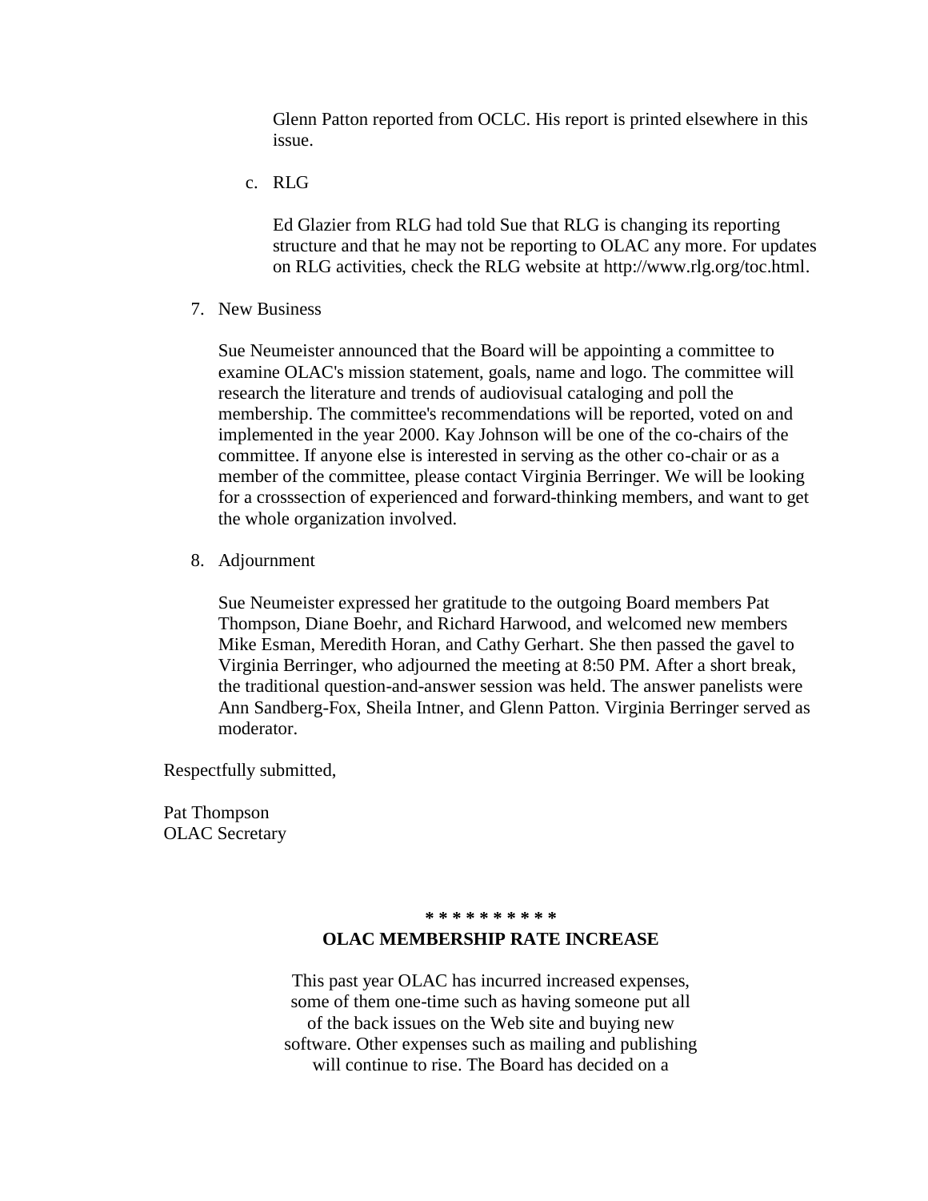Glenn Patton reported from OCLC. His report is printed elsewhere in this issue.

c. RLG

Ed Glazier from RLG had told Sue that RLG is changing its reporting structure and that he may not be reporting to OLAC any more. For updates on RLG activities, check the RLG website at http://www.rlg.org/toc.html.

7. New Business

Sue Neumeister announced that the Board will be appointing a committee to examine OLAC's mission statement, goals, name and logo. The committee will research the literature and trends of audiovisual cataloging and poll the membership. The committee's recommendations will be reported, voted on and implemented in the year 2000. Kay Johnson will be one of the co-chairs of the committee. If anyone else is interested in serving as the other co-chair or as a member of the committee, please contact Virginia Berringer. We will be looking for a crosssection of experienced and forward-thinking members, and want to get the whole organization involved.

8. Adjournment

Sue Neumeister expressed her gratitude to the outgoing Board members Pat Thompson, Diane Boehr, and Richard Harwood, and welcomed new members Mike Esman, Meredith Horan, and Cathy Gerhart. She then passed the gavel to Virginia Berringer, who adjourned the meeting at 8:50 PM. After a short break, the traditional question-and-answer session was held. The answer panelists were Ann Sandberg-Fox, Sheila Intner, and Glenn Patton. Virginia Berringer served as moderator.

Respectfully submitted,

Pat Thompson
OLAC Secretary

**\* \* \* \* \* \* \* \* \* \***

## OLAC MEMBERSHIP RATE INCREASE

This past year OLAC has incurred increased expenses, some of them one-time such as having someone put all of the back issues on the Web site and buying new software. Other expenses such as mailing and publishing will continue to rise. The Board has decided on a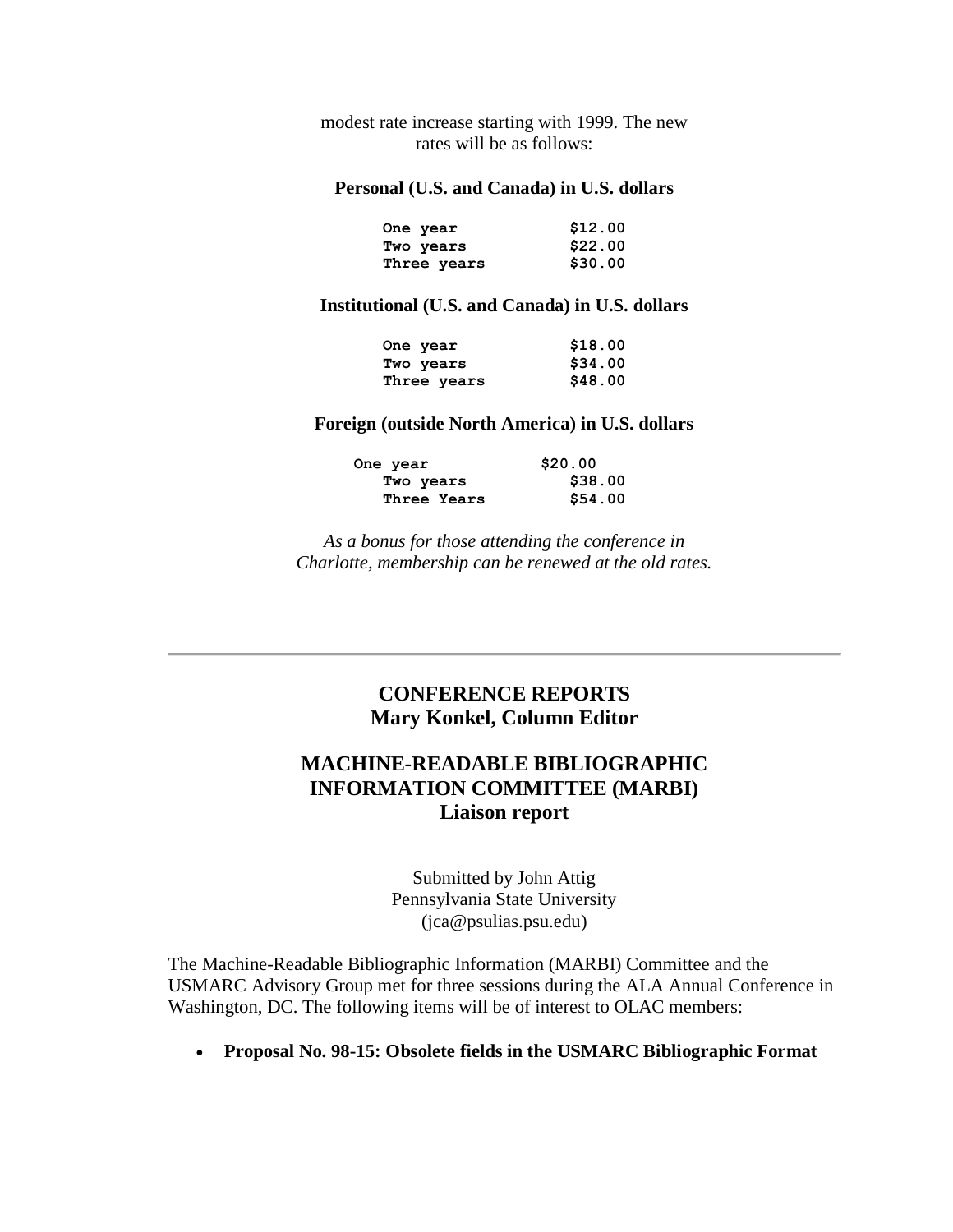modest rate increase starting with 1999. The new rates will be as follows:

**Personal (U.S. and Canada) in U.S. dollars**

| | |
|---|---|
| One year | $12.00 |
| Two years | $22.00 |
| Three years | $30.00 |

**Institutional (U.S. and Canada) in U.S. dollars**

| | |
|---|---|
| One year | $18.00 |
| Two years | $34.00 |
| Three years | $48.00 |

**Foreign (outside North America) in U.S. dollars**

| | |
|---|---|
| One year | $20.00 |
| Two years | $38.00 |
| Three Years | $54.00 |

*As a bonus for those attending the conference in Charlotte, membership can be renewed at the old rates.*

---

## CONFERENCE REPORTS
## Mary Konkel, Column Editor

## MACHINE-READABLE BIBLIOGRAPHIC INFORMATION COMMITTEE (MARBI)
### Liaison report

Submitted by John Attig
Pennsylvania State University
(jca@psulias.psu.edu)

The Machine-Readable Bibliographic Information (MARBI) Committee and the USMARC Advisory Group met for three sessions during the ALA Annual Conference in Washington, DC. The following items will be of interest to OLAC members:

- **Proposal No. 98-15: Obsolete fields in the USMARC Bibliographic Format**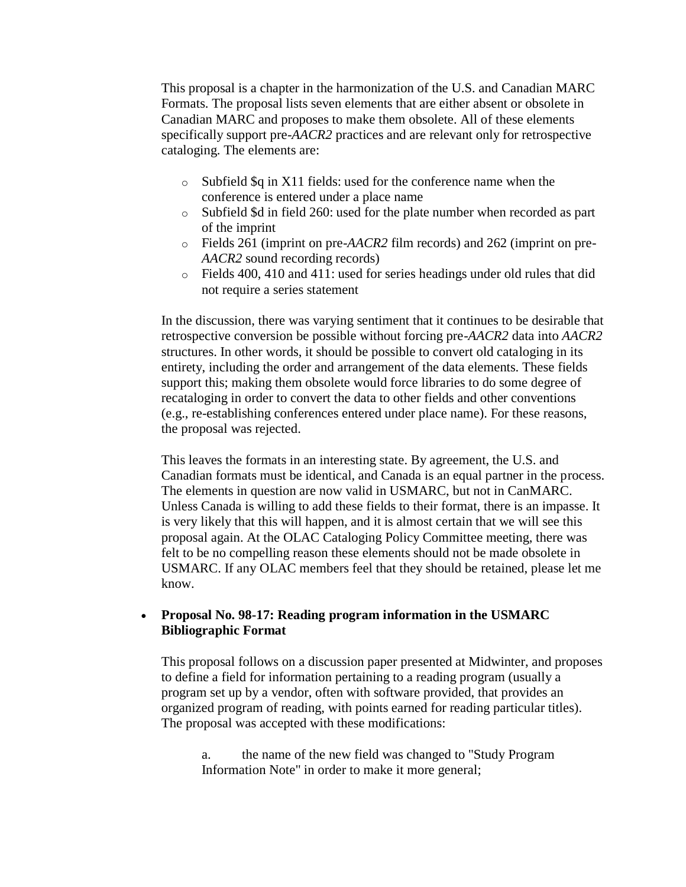This proposal is a chapter in the harmonization of the U.S. and Canadian MARC Formats. The proposal lists seven elements that are either absent or obsolete in Canadian MARC and proposes to make them obsolete. All of these elements specifically support pre-*AACR2* practices and are relevant only for retrospective cataloging. The elements are:

- Subfield $q in X11 fields: used for the conference name when the conference is entered under a place name
- Subfield $d in field 260: used for the plate number when recorded as part of the imprint
- Fields 261 (imprint on pre-*AACR2* film records) and 262 (imprint on pre-*AACR2* sound recording records)
- Fields 400, 410 and 411: used for series headings under old rules that did not require a series statement

In the discussion, there was varying sentiment that it continues to be desirable that retrospective conversion be possible without forcing pre-*AACR2* data into *AACR2* structures. In other words, it should be possible to convert old cataloging in its entirety, including the order and arrangement of the data elements. These fields support this; making them obsolete would force libraries to do some degree of recataloging in order to convert the data to other fields and other conventions (e.g., re-establishing conferences entered under place name). For these reasons, the proposal was rejected.

This leaves the formats in an interesting state. By agreement, the U.S. and Canadian formats must be identical, and Canada is an equal partner in the process. The elements in question are now valid in USMARC, but not in CanMARC. Unless Canada is willing to add these fields to their format, there is an impasse. It is very likely that this will happen, and it is almost certain that we will see this proposal again. At the OLAC Cataloging Policy Committee meeting, there was felt to be no compelling reason these elements should not be made obsolete in USMARC. If any OLAC members feel that they should be retained, please let me know.

- **Proposal No. 98-17: Reading program information in the USMARC Bibliographic Format**

  This proposal follows on a discussion paper presented at Midwinter, and proposes to define a field for information pertaining to a reading program (usually a program set up by a vendor, often with software provided, that provides an organized program of reading, with points earned for reading particular titles). The proposal was accepted with these modifications:

  a. the name of the new field was changed to "Study Program Information Note" in order to make it more general;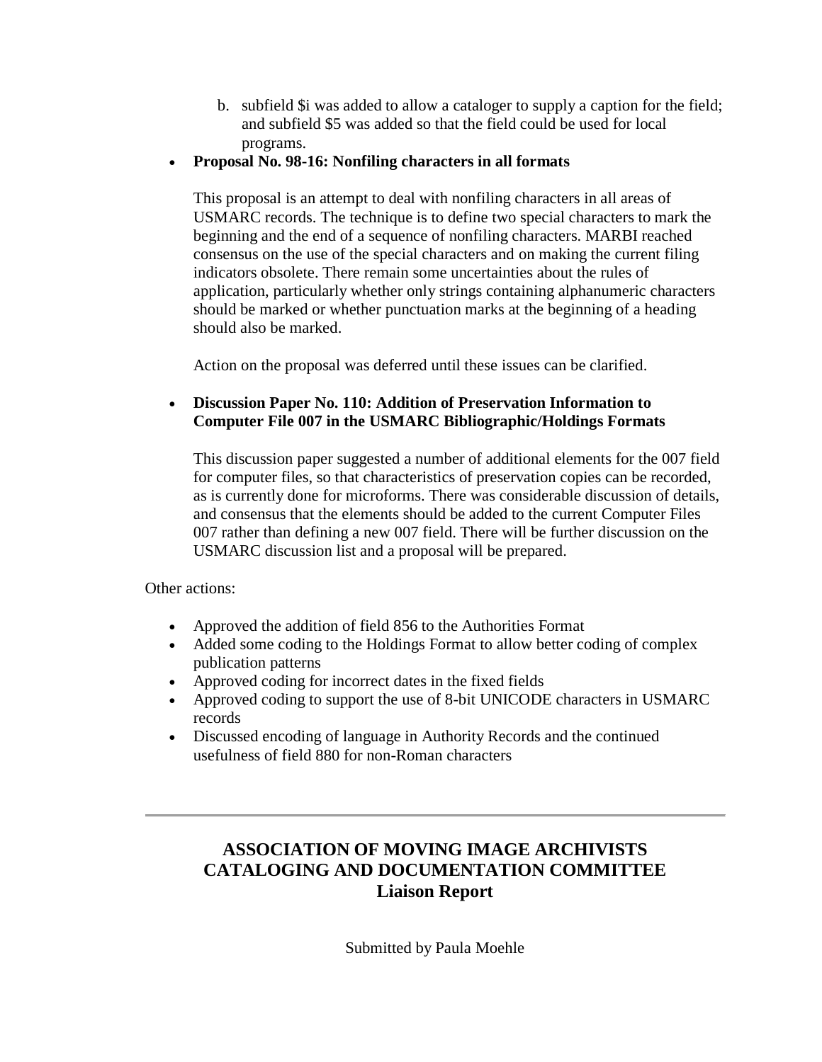b. subfield $i was added to allow a cataloger to supply a caption for the field; and subfield $5 was added so that the field could be used for local programs.

- **Proposal No. 98-16: Nonfiling characters in all formats**

  This proposal is an attempt to deal with nonfiling characters in all areas of USMARC records. The technique is to define two special characters to mark the beginning and the end of a sequence of nonfiling characters. MARBI reached consensus on the use of the special characters and on making the current filing indicators obsolete. There remain some uncertainties about the rules of application, particularly whether only strings containing alphanumeric characters should be marked or whether punctuation marks at the beginning of a heading should also be marked.

  Action on the proposal was deferred until these issues can be clarified.

- **Discussion Paper No. 110: Addition of Preservation Information to Computer File 007 in the USMARC Bibliographic/Holdings Formats**

  This discussion paper suggested a number of additional elements for the 007 field for computer files, so that characteristics of preservation copies can be recorded, as is currently done for microforms. There was considerable discussion of details, and consensus that the elements should be added to the current Computer Files 007 rather than defining a new 007 field. There will be further discussion on the USMARC discussion list and a proposal will be prepared.

Other actions:

- Approved the addition of field 856 to the Authorities Format
- Added some coding to the Holdings Format to allow better coding of complex publication patterns
- Approved coding for incorrect dates in the fixed fields
- Approved coding to support the use of 8-bit UNICODE characters in USMARC records
- Discussed encoding of language in Authority Records and the continued usefulness of field 880 for non-Roman characters

---

## ASSOCIATION OF MOVING IMAGE ARCHIVISTS CATALOGING AND DOCUMENTATION COMMITTEE Liaison Report

Submitted by Paula Moehle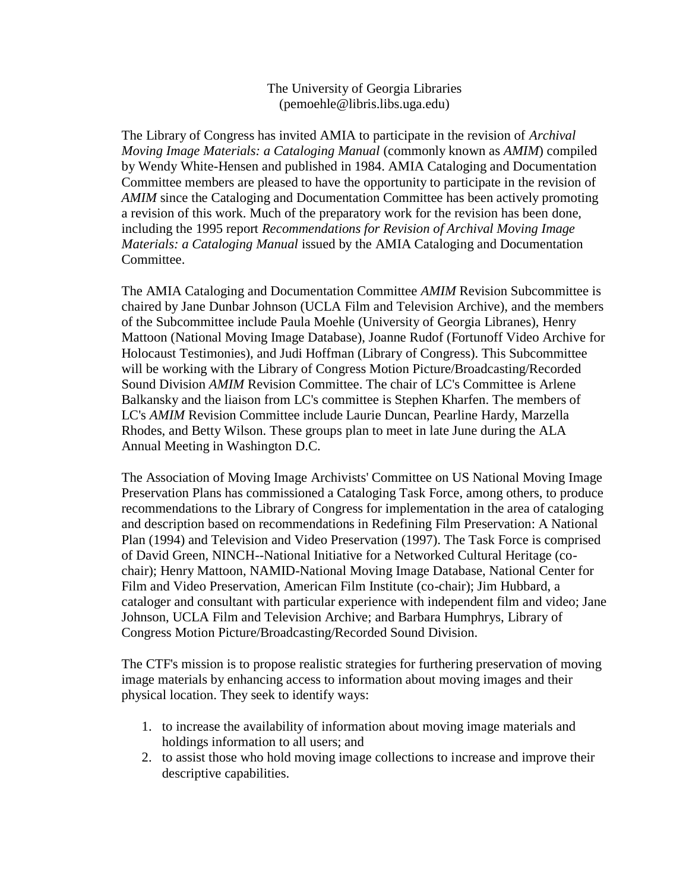The University of Georgia Libraries
(pemoehle@libris.libs.uga.edu)

The Library of Congress has invited AMIA to participate in the revision of *Archival Moving Image Materials: a Cataloging Manual* (commonly known as *AMIM*) compiled by Wendy White-Hensen and published in 1984. AMIA Cataloging and Documentation Committee members are pleased to have the opportunity to participate in the revision of *AMIM* since the Cataloging and Documentation Committee has been actively promoting a revision of this work. Much of the preparatory work for the revision has been done, including the 1995 report *Recommendations for Revision of Archival Moving Image Materials: a Cataloging Manual* issued by the AMIA Cataloging and Documentation Committee.

The AMIA Cataloging and Documentation Committee *AMIM* Revision Subcommittee is chaired by Jane Dunbar Johnson (UCLA Film and Television Archive), and the members of the Subcommittee include Paula Moehle (University of Georgia Libranes), Henry Mattoon (National Moving Image Database), Joanne Rudof (Fortunoff Video Archive for Holocaust Testimonies), and Judi Hoffman (Library of Congress). This Subcommittee will be working with the Library of Congress Motion Picture/Broadcasting/Recorded Sound Division *AMIM* Revision Committee. The chair of LC's Committee is Arlene Balkansky and the liaison from LC's committee is Stephen Kharfen. The members of LC's *AMIM* Revision Committee include Laurie Duncan, Pearline Hardy, Marzella Rhodes, and Betty Wilson. These groups plan to meet in late June during the ALA Annual Meeting in Washington D.C.

The Association of Moving Image Archivists' Committee on US National Moving Image Preservation Plans has commissioned a Cataloging Task Force, among others, to produce recommendations to the Library of Congress for implementation in the area of cataloging and description based on recommendations in Redefining Film Preservation: A National Plan (1994) and Television and Video Preservation (1997). The Task Force is comprised of David Green, NINCH--National Initiative for a Networked Cultural Heritage (co-chair); Henry Mattoon, NAMID-National Moving Image Database, National Center for Film and Video Preservation, American Film Institute (co-chair); Jim Hubbard, a cataloger and consultant with particular experience with independent film and video; Jane Johnson, UCLA Film and Television Archive; and Barbara Humphrys, Library of Congress Motion Picture/Broadcasting/Recorded Sound Division.

The CTF's mission is to propose realistic strategies for furthering preservation of moving image materials by enhancing access to information about moving images and their physical location. They seek to identify ways:

1. to increase the availability of information about moving image materials and holdings information to all users; and
2. to assist those who hold moving image collections to increase and improve their descriptive capabilities.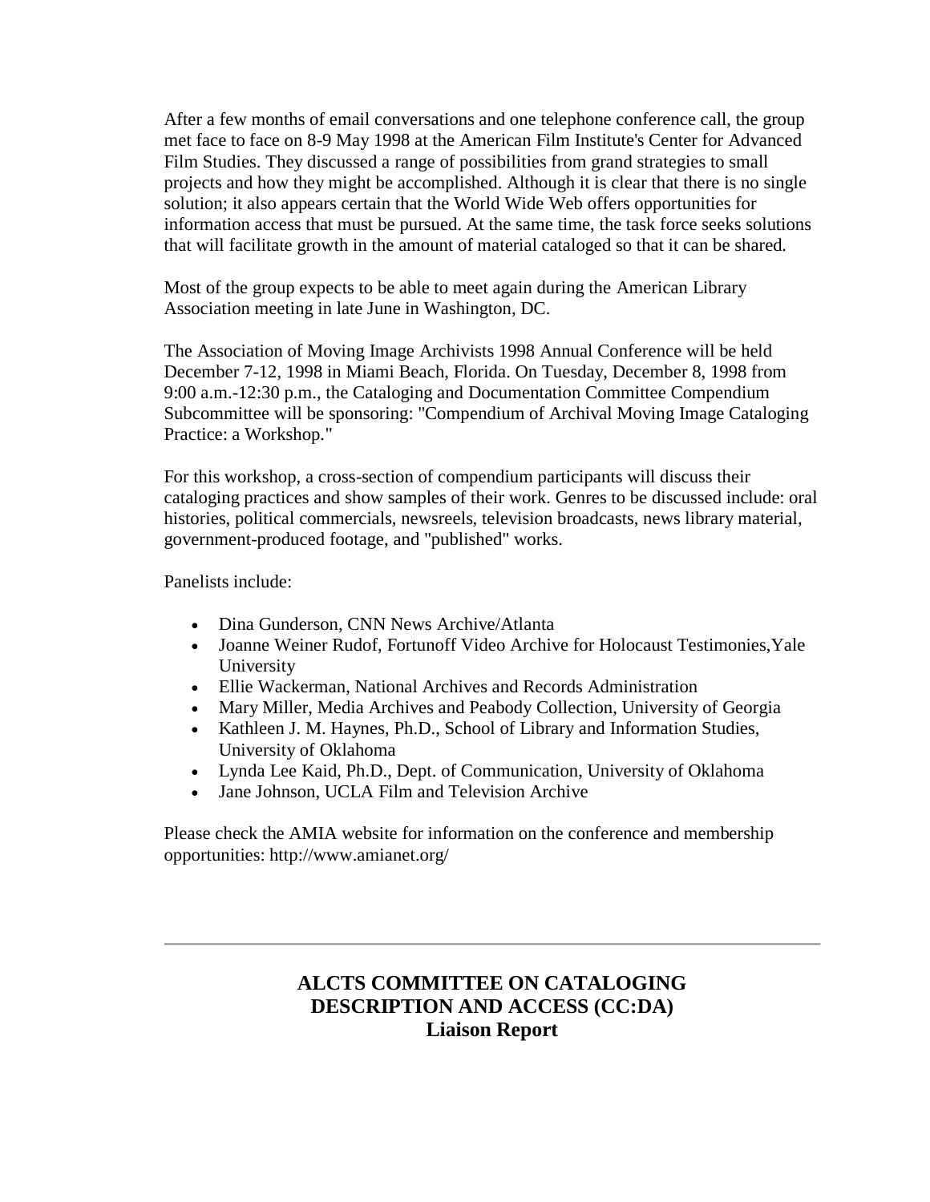After a few months of email conversations and one telephone conference call, the group met face to face on 8-9 May 1998 at the American Film Institute's Center for Advanced Film Studies. They discussed a range of possibilities from grand strategies to small projects and how they might be accomplished. Although it is clear that there is no single solution; it also appears certain that the World Wide Web offers opportunities for information access that must be pursued. At the same time, the task force seeks solutions that will facilitate growth in the amount of material cataloged so that it can be shared.

Most of the group expects to be able to meet again during the American Library Association meeting in late June in Washington, DC.

The Association of Moving Image Archivists 1998 Annual Conference will be held December 7-12, 1998 in Miami Beach, Florida. On Tuesday, December 8, 1998 from 9:00 a.m.-12:30 p.m., the Cataloging and Documentation Committee Compendium Subcommittee will be sponsoring: "Compendium of Archival Moving Image Cataloging Practice: a Workshop."

For this workshop, a cross-section of compendium participants will discuss their cataloging practices and show samples of their work. Genres to be discussed include: oral histories, political commercials, newsreels, television broadcasts, news library material, government-produced footage, and "published" works.

Panelists include:

- Dina Gunderson, CNN News Archive/Atlanta
- Joanne Weiner Rudof, Fortunoff Video Archive for Holocaust Testimonies,Yale University
- Ellie Wackerman, National Archives and Records Administration
- Mary Miller, Media Archives and Peabody Collection, University of Georgia
- Kathleen J. M. Haynes, Ph.D., School of Library and Information Studies, University of Oklahoma
- Lynda Lee Kaid, Ph.D., Dept. of Communication, University of Oklahoma
- Jane Johnson, UCLA Film and Television Archive

Please check the AMIA website for information on the conference and membership opportunities: http://www.amianet.org/

---

## ALCTS COMMITTEE ON CATALOGING DESCRIPTION AND ACCESS (CC:DA) Liaison Report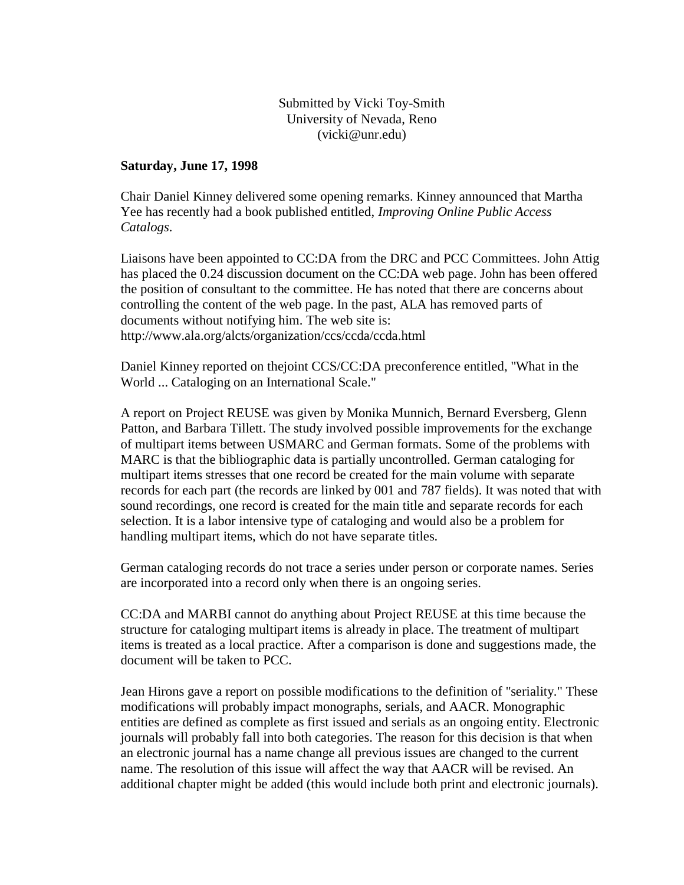Submitted by Vicki Toy-Smith
University of Nevada, Reno
(vicki@unr.edu)

**Saturday, June 17, 1998**

Chair Daniel Kinney delivered some opening remarks. Kinney announced that Martha Yee has recently had a book published entitled, *Improving Online Public Access Catalogs*.

Liaisons have been appointed to CC:DA from the DRC and PCC Committees. John Attig has placed the 0.24 discussion document on the CC:DA web page. John has been offered the position of consultant to the committee. He has noted that there are concerns about controlling the content of the web page. In the past, ALA has removed parts of documents without notifying him. The web site is: http://www.ala.org/alcts/organization/ccs/ccda/ccda.html

Daniel Kinney reported on thejoint CCS/CC:DA preconference entitled, "What in the World ... Cataloging on an International Scale."

A report on Project REUSE was given by Monika Munnich, Bernard Eversberg, Glenn Patton, and Barbara Tillett. The study involved possible improvements for the exchange of multipart items between USMARC and German formats. Some of the problems with MARC is that the bibliographic data is partially uncontrolled. German cataloging for multipart items stresses that one record be created for the main volume with separate records for each part (the records are linked by 001 and 787 fields). It was noted that with sound recordings, one record is created for the main title and separate records for each selection. It is a labor intensive type of cataloging and would also be a problem for handling multipart items, which do not have separate titles.

German cataloging records do not trace a series under person or corporate names. Series are incorporated into a record only when there is an ongoing series.

CC:DA and MARBI cannot do anything about Project REUSE at this time because the structure for cataloging multipart items is already in place. The treatment of multipart items is treated as a local practice. After a comparison is done and suggestions made, the document will be taken to PCC.

Jean Hirons gave a report on possible modifications to the definition of "seriality." These modifications will probably impact monographs, serials, and AACR. Monographic entities are defined as complete as first issued and serials as an ongoing entity. Electronic journals will probably fall into both categories. The reason for this decision is that when an electronic journal has a name change all previous issues are changed to the current name. The resolution of this issue will affect the way that AACR will be revised. An additional chapter might be added (this would include both print and electronic journals).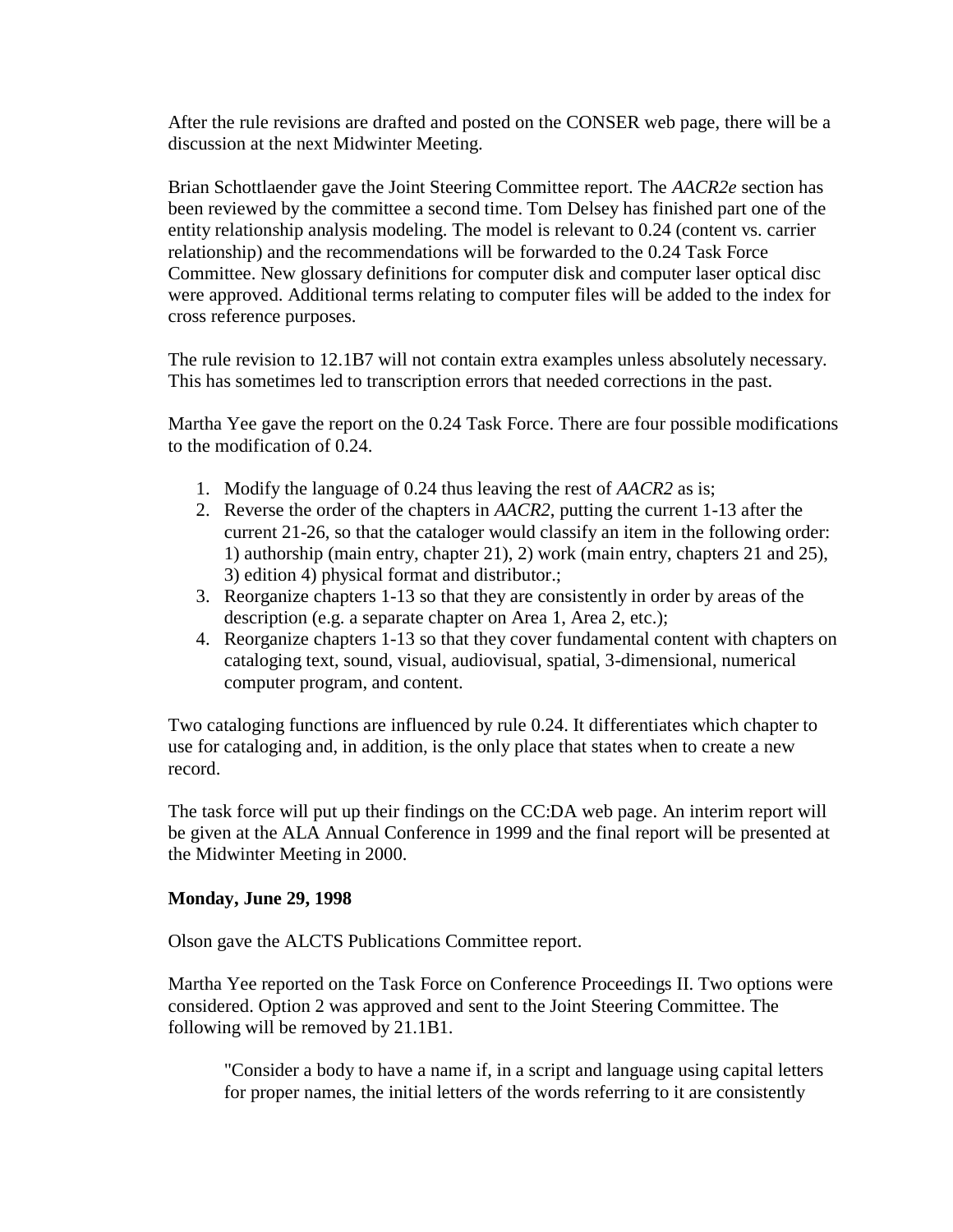After the rule revisions are drafted and posted on the CONSER web page, there will be a discussion at the next Midwinter Meeting.

Brian Schottlaender gave the Joint Steering Committee report. The *AACR2e* section has been reviewed by the committee a second time. Tom Delsey has finished part one of the entity relationship analysis modeling. The model is relevant to 0.24 (content vs. carrier relationship) and the recommendations will be forwarded to the 0.24 Task Force Committee. New glossary definitions for computer disk and computer laser optical disc were approved. Additional terms relating to computer files will be added to the index for cross reference purposes.

The rule revision to 12.1B7 will not contain extra examples unless absolutely necessary. This has sometimes led to transcription errors that needed corrections in the past.

Martha Yee gave the report on the 0.24 Task Force. There are four possible modifications to the modification of 0.24.

1. Modify the language of 0.24 thus leaving the rest of *AACR2* as is;
2. Reverse the order of the chapters in *AACR2*, putting the current 1-13 after the current 21-26, so that the cataloger would classify an item in the following order: 1) authorship (main entry, chapter 21), 2) work (main entry, chapters 21 and 25), 3) edition 4) physical format and distributor.;
3. Reorganize chapters 1-13 so that they are consistently in order by areas of the description (e.g. a separate chapter on Area 1, Area 2, etc.);
4. Reorganize chapters 1-13 so that they cover fundamental content with chapters on cataloging text, sound, visual, audiovisual, spatial, 3-dimensional, numerical computer program, and content.

Two cataloging functions are influenced by rule 0.24. It differentiates which chapter to use for cataloging and, in addition, is the only place that states when to create a new record.

The task force will put up their findings on the CC:DA web page. An interim report will be given at the ALA Annual Conference in 1999 and the final report will be presented at the Midwinter Meeting in 2000.

**Monday, June 29, 1998**

Olson gave the ALCTS Publications Committee report.

Martha Yee reported on the Task Force on Conference Proceedings II. Two options were considered. Option 2 was approved and sent to the Joint Steering Committee. The following will be removed by 21.1B1.

> "Consider a body to have a name if, in a script and language using capital letters for proper names, the initial letters of the words referring to it are consistently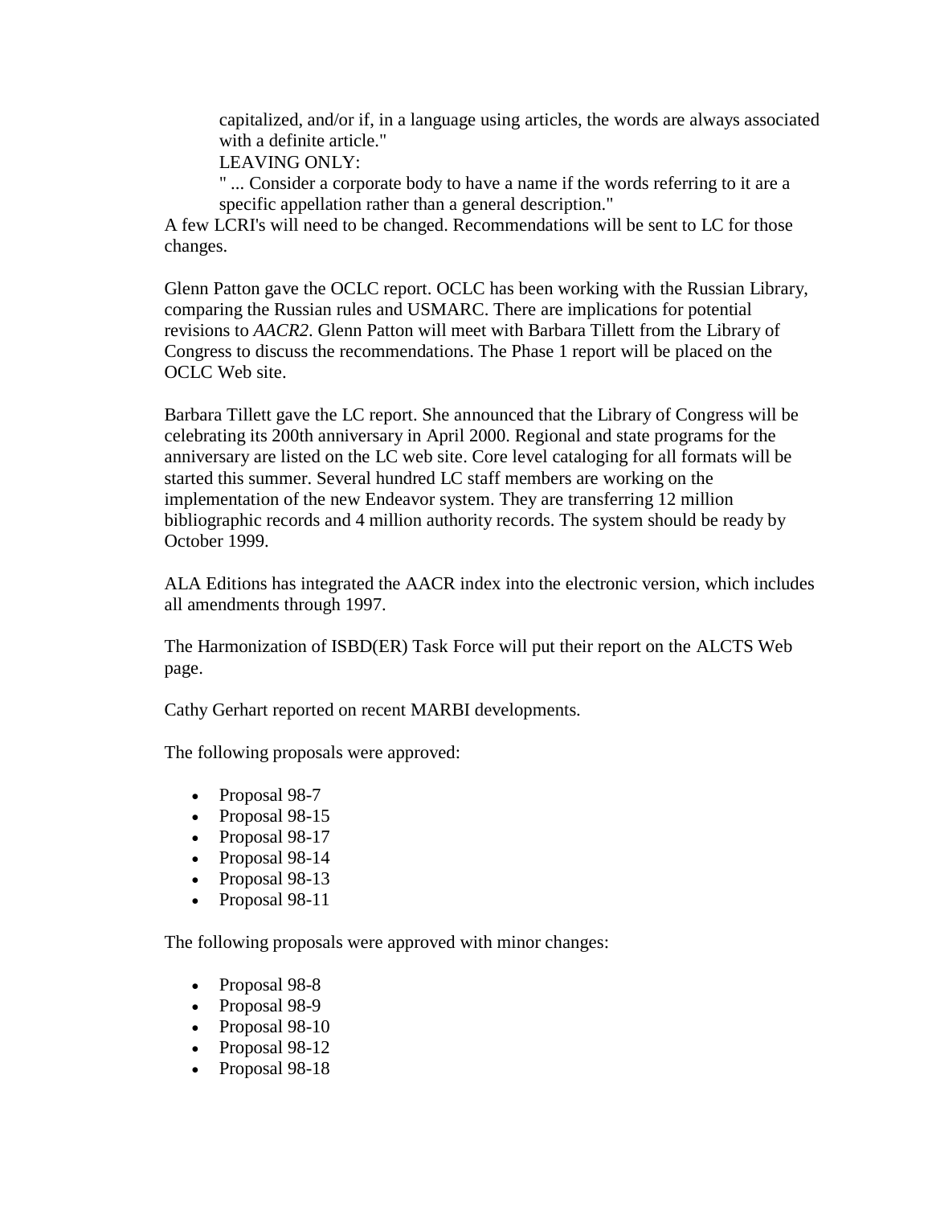capitalized, and/or if, in a language using articles, the words are always associated with a definite article."

LEAVING ONLY:

" ... Consider a corporate body to have a name if the words referring to it are a specific appellation rather than a general description."

A few LCRI's will need to be changed. Recommendations will be sent to LC for those changes.

Glenn Patton gave the OCLC report. OCLC has been working with the Russian Library, comparing the Russian rules and USMARC. There are implications for potential revisions to *AACR2*. Glenn Patton will meet with Barbara Tillett from the Library of Congress to discuss the recommendations. The Phase 1 report will be placed on the OCLC Web site.

Barbara Tillett gave the LC report. She announced that the Library of Congress will be celebrating its 200th anniversary in April 2000. Regional and state programs for the anniversary are listed on the LC web site. Core level cataloging for all formats will be started this summer. Several hundred LC staff members are working on the implementation of the new Endeavor system. They are transferring 12 million bibliographic records and 4 million authority records. The system should be ready by October 1999.

ALA Editions has integrated the AACR index into the electronic version, which includes all amendments through 1997.

The Harmonization of ISBD(ER) Task Force will put their report on the ALCTS Web page.

Cathy Gerhart reported on recent MARBI developments.

The following proposals were approved:

- Proposal 98-7
- Proposal 98-15
- Proposal 98-17
- Proposal 98-14
- Proposal 98-13
- Proposal 98-11

The following proposals were approved with minor changes:

- Proposal 98-8
- Proposal 98-9
- Proposal 98-10
- Proposal 98-12
- Proposal 98-18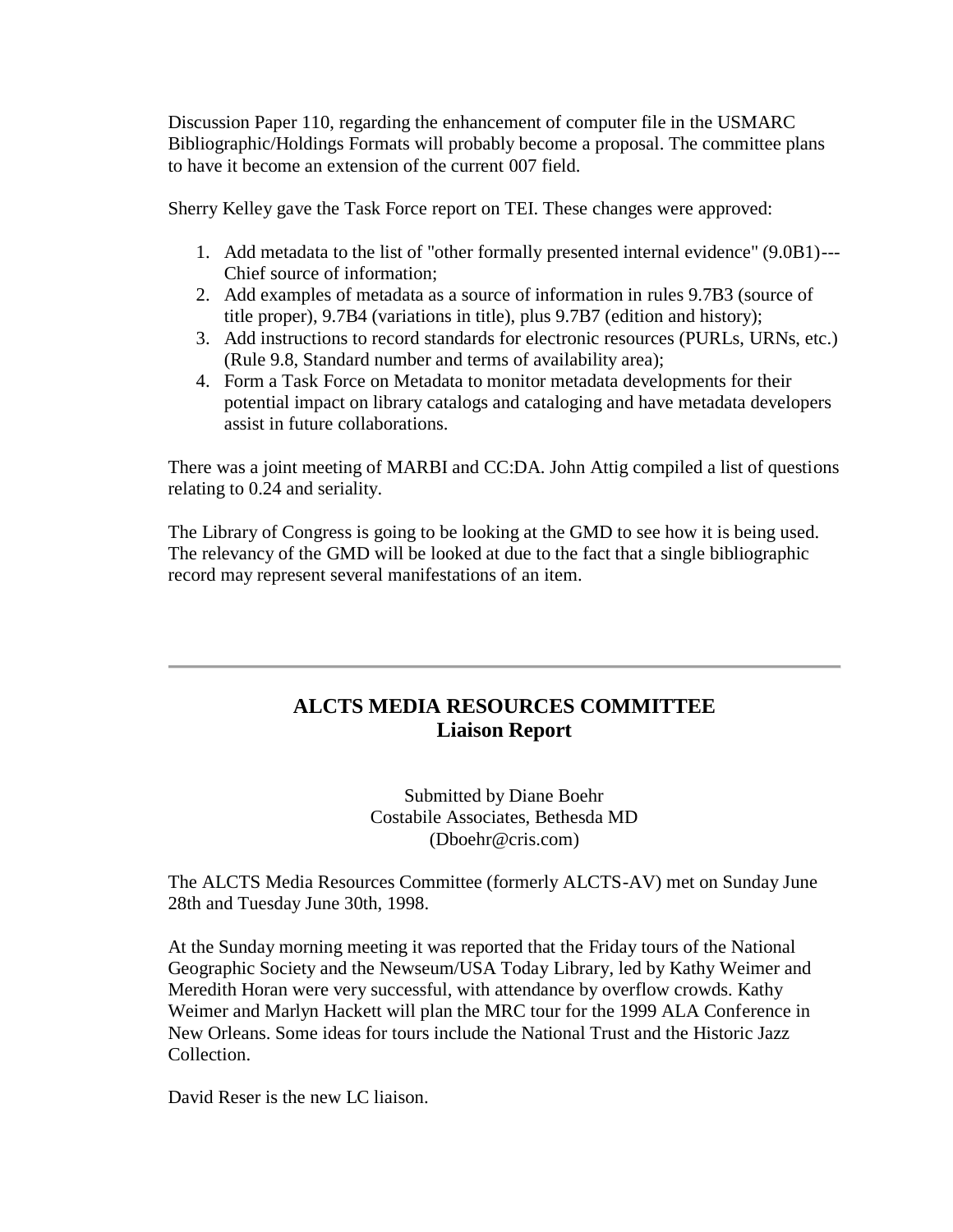Discussion Paper 110, regarding the enhancement of computer file in the USMARC Bibliographic/Holdings Formats will probably become a proposal. The committee plans to have it become an extension of the current 007 field.

Sherry Kelley gave the Task Force report on TEI. These changes were approved:

1. Add metadata to the list of "other formally presented internal evidence" (9.0B1)---Chief source of information;
2. Add examples of metadata as a source of information in rules 9.7B3 (source of title proper), 9.7B4 (variations in title), plus 9.7B7 (edition and history);
3. Add instructions to record standards for electronic resources (PURLs, URNs, etc.) (Rule 9.8, Standard number and terms of availability area);
4. Form a Task Force on Metadata to monitor metadata developments for their potential impact on library catalogs and cataloging and have metadata developers assist in future collaborations.

There was a joint meeting of MARBI and CC:DA. John Attig compiled a list of questions relating to 0.24 and seriality.

The Library of Congress is going to be looking at the GMD to see how it is being used. The relevancy of the GMD will be looked at due to the fact that a single bibliographic record may represent several manifestations of an item.

---

## ALCTS MEDIA RESOURCES COMMITTEE
## Liaison Report

Submitted by Diane Boehr
Costabile Associates, Bethesda MD
(Dboehr@cris.com)

The ALCTS Media Resources Committee (formerly ALCTS-AV) met on Sunday June 28th and Tuesday June 30th, 1998.

At the Sunday morning meeting it was reported that the Friday tours of the National Geographic Society and the Newseum/USA Today Library, led by Kathy Weimer and Meredith Horan were very successful, with attendance by overflow crowds. Kathy Weimer and Marlyn Hackett will plan the MRC tour for the 1999 ALA Conference in New Orleans. Some ideas for tours include the National Trust and the Historic Jazz Collection.

David Reser is the new LC liaison.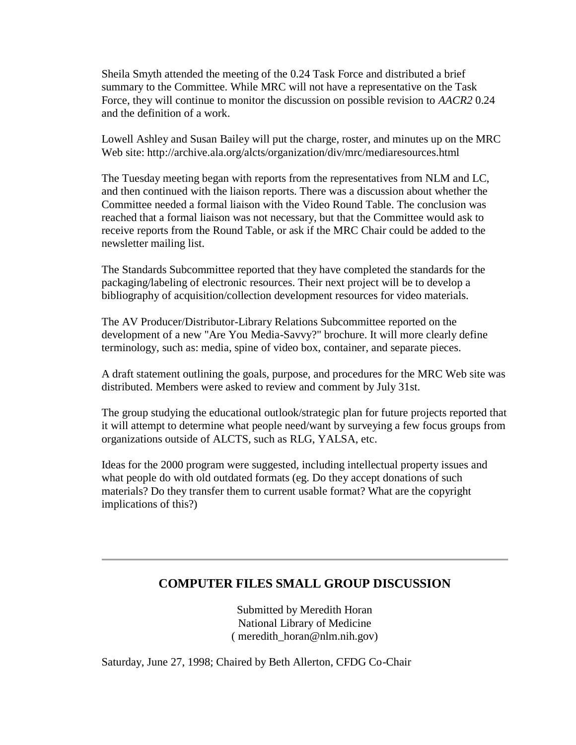Sheila Smyth attended the meeting of the 0.24 Task Force and distributed a brief summary to the Committee. While MRC will not have a representative on the Task Force, they will continue to monitor the discussion on possible revision to *AACR2* 0.24 and the definition of a work.

Lowell Ashley and Susan Bailey will put the charge, roster, and minutes up on the MRC Web site: http://archive.ala.org/alcts/organization/div/mrc/mediaresources.html

The Tuesday meeting began with reports from the representatives from NLM and LC, and then continued with the liaison reports. There was a discussion about whether the Committee needed a formal liaison with the Video Round Table. The conclusion was reached that a formal liaison was not necessary, but that the Committee would ask to receive reports from the Round Table, or ask if the MRC Chair could be added to the newsletter mailing list.

The Standards Subcommittee reported that they have completed the standards for the packaging/labeling of electronic resources. Their next project will be to develop a bibliography of acquisition/collection development resources for video materials.

The AV Producer/Distributor-Library Relations Subcommittee reported on the development of a new "Are You Media-Savvy?" brochure. It will more clearly define terminology, such as: media, spine of video box, container, and separate pieces.

A draft statement outlining the goals, purpose, and procedures for the MRC Web site was distributed. Members were asked to review and comment by July 31st.

The group studying the educational outlook/strategic plan for future projects reported that it will attempt to determine what people need/want by surveying a few focus groups from organizations outside of ALCTS, such as RLG, YALSA, etc.

Ideas for the 2000 program were suggested, including intellectual property issues and what people do with old outdated formats (eg. Do they accept donations of such materials? Do they transfer them to current usable format? What are the copyright implications of this?)

---

## COMPUTER FILES SMALL GROUP DISCUSSION

Submitted by Meredith Horan
National Library of Medicine
( meredith_horan@nlm.nih.gov)

Saturday, June 27, 1998; Chaired by Beth Allerton, CFDG Co-Chair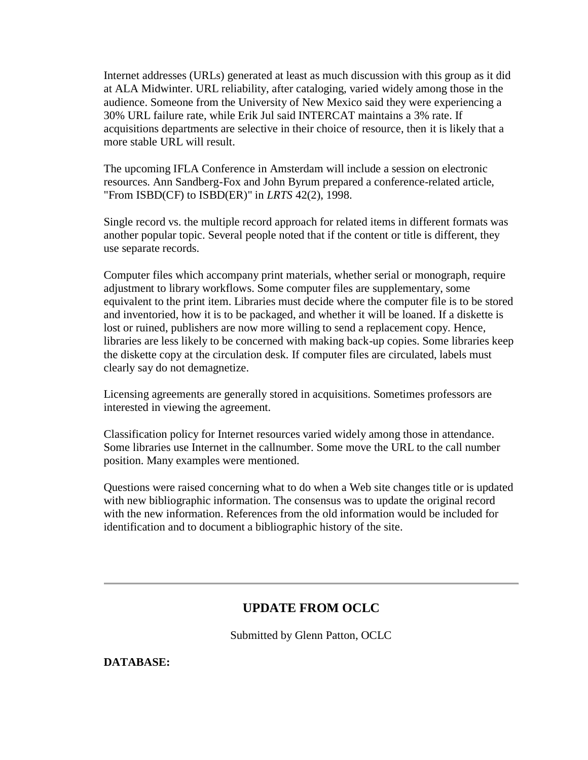Internet addresses (URLs) generated at least as much discussion with this group as it did at ALA Midwinter. URL reliability, after cataloging, varied widely among those in the audience. Someone from the University of New Mexico said they were experiencing a 30% URL failure rate, while Erik Jul said INTERCAT maintains a 3% rate. If acquisitions departments are selective in their choice of resource, then it is likely that a more stable URL will result.

The upcoming IFLA Conference in Amsterdam will include a session on electronic resources. Ann Sandberg-Fox and John Byrum prepared a conference-related article, "From ISBD(CF) to ISBD(ER)" in *LRTS* 42(2), 1998.

Single record vs. the multiple record approach for related items in different formats was another popular topic. Several people noted that if the content or title is different, they use separate records.

Computer files which accompany print materials, whether serial or monograph, require adjustment to library workflows. Some computer files are supplementary, some equivalent to the print item. Libraries must decide where the computer file is to be stored and inventoried, how it is to be packaged, and whether it will be loaned. If a diskette is lost or ruined, publishers are now more willing to send a replacement copy. Hence, libraries are less likely to be concerned with making back-up copies. Some libraries keep the diskette copy at the circulation desk. If computer files are circulated, labels must clearly say do not demagnetize.

Licensing agreements are generally stored in acquisitions. Sometimes professors are interested in viewing the agreement.

Classification policy for Internet resources varied widely among those in attendance. Some libraries use Internet in the callnumber. Some move the URL to the call number position. Many examples were mentioned.

Questions were raised concerning what to do when a Web site changes title or is updated with new bibliographic information. The consensus was to update the original record with the new information. References from the old information would be included for identification and to document a bibliographic history of the site.

---

## UPDATE FROM OCLC

Submitted by Glenn Patton, OCLC

**DATABASE:**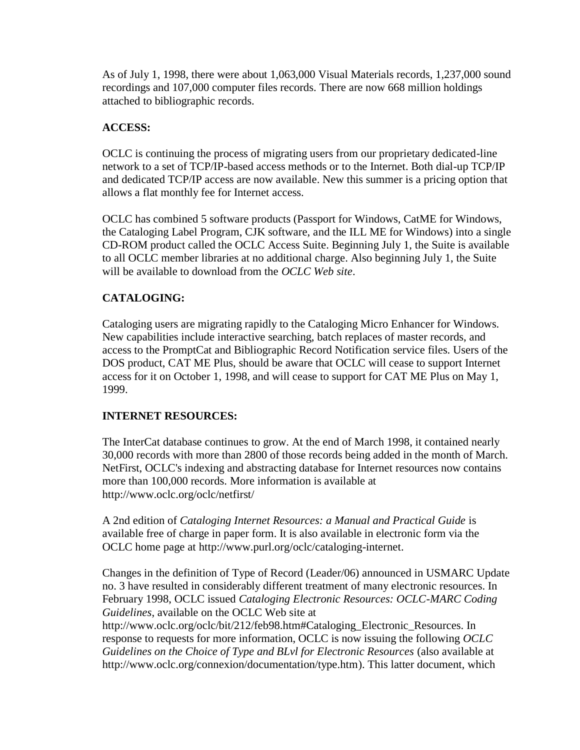As of July 1, 1998, there were about 1,063,000 Visual Materials records, 1,237,000 sound recordings and 107,000 computer files records. There are now 668 million holdings attached to bibliographic records.

**ACCESS:**

OCLC is continuing the process of migrating users from our proprietary dedicated-line network to a set of TCP/IP-based access methods or to the Internet. Both dial-up TCP/IP and dedicated TCP/IP access are now available. New this summer is a pricing option that allows a flat monthly fee for Internet access.

OCLC has combined 5 software products (Passport for Windows, CatME for Windows, the Cataloging Label Program, CJK software, and the ILL ME for Windows) into a single CD-ROM product called the OCLC Access Suite. Beginning July 1, the Suite is available to all OCLC member libraries at no additional charge. Also beginning July 1, the Suite will be available to download from the *OCLC Web site*.

**CATALOGING:**

Cataloging users are migrating rapidly to the Cataloging Micro Enhancer for Windows. New capabilities include interactive searching, batch replaces of master records, and access to the PromptCat and Bibliographic Record Notification service files. Users of the DOS product, CAT ME Plus, should be aware that OCLC will cease to support Internet access for it on October 1, 1998, and will cease to support for CAT ME Plus on May 1, 1999.

**INTERNET RESOURCES:**

The InterCat database continues to grow. At the end of March 1998, it contained nearly 30,000 records with more than 2800 of those records being added in the month of March. NetFirst, OCLC's indexing and abstracting database for Internet resources now contains more than 100,000 records. More information is available at http://www.oclc.org/oclc/netfirst/

A 2nd edition of *Cataloging Internet Resources: a Manual and Practical Guide* is available free of charge in paper form. It is also available in electronic form via the OCLC home page at http://www.purl.org/oclc/cataloging-internet.

Changes in the definition of Type of Record (Leader/06) announced in USMARC Update no. 3 have resulted in considerably different treatment of many electronic resources. In February 1998, OCLC issued *Cataloging Electronic Resources: OCLC-MARC Coding Guidelines*, available on the OCLC Web site at http://www.oclc.org/oclc/bit/212/feb98.htm#Cataloging_Electronic_Resources. In response to requests for more information, OCLC is now issuing the following *OCLC Guidelines on the Choice of Type and BLvl for Electronic Resources* (also available at http://www.oclc.org/connexion/documentation/type.htm). This latter document, which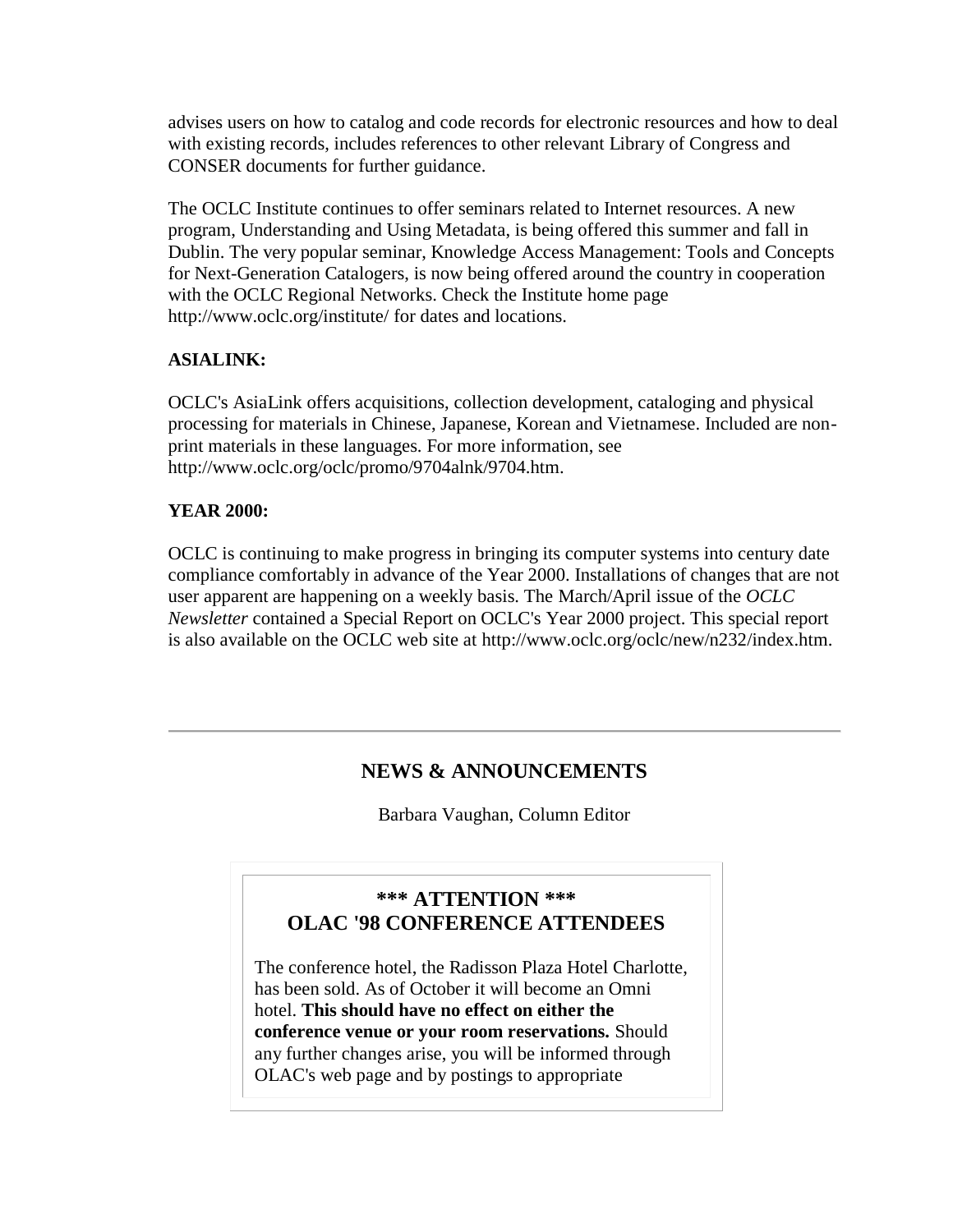advises users on how to catalog and code records for electronic resources and how to deal with existing records, includes references to other relevant Library of Congress and CONSER documents for further guidance.

The OCLC Institute continues to offer seminars related to Internet resources. A new program, Understanding and Using Metadata, is being offered this summer and fall in Dublin. The very popular seminar, Knowledge Access Management: Tools and Concepts for Next-Generation Catalogers, is now being offered around the country in cooperation with the OCLC Regional Networks. Check the Institute home page http://www.oclc.org/institute/ for dates and locations.

**ASIALINK:**

OCLC's AsiaLink offers acquisitions, collection development, cataloging and physical processing for materials in Chinese, Japanese, Korean and Vietnamese. Included are non-print materials in these languages. For more information, see http://www.oclc.org/oclc/promo/9704alnk/9704.htm.

**YEAR 2000:**

OCLC is continuing to make progress in bringing its computer systems into century date compliance comfortably in advance of the Year 2000. Installations of changes that are not user apparent are happening on a weekly basis. The March/April issue of the *OCLC Newsletter* contained a Special Report on OCLC's Year 2000 project. This special report is also available on the OCLC web site at http://www.oclc.org/oclc/new/n232/index.htm.

---

## NEWS & ANNOUNCEMENTS

Barbara Vaughan, Column Editor

### *** ATTENTION *** OLAC '98 CONFERENCE ATTENDEES

The conference hotel, the Radisson Plaza Hotel Charlotte, has been sold. As of October it will become an Omni hotel. **This should have no effect on either the conference venue or your room reservations.** Should any further changes arise, you will be informed through OLAC's web page and by postings to appropriate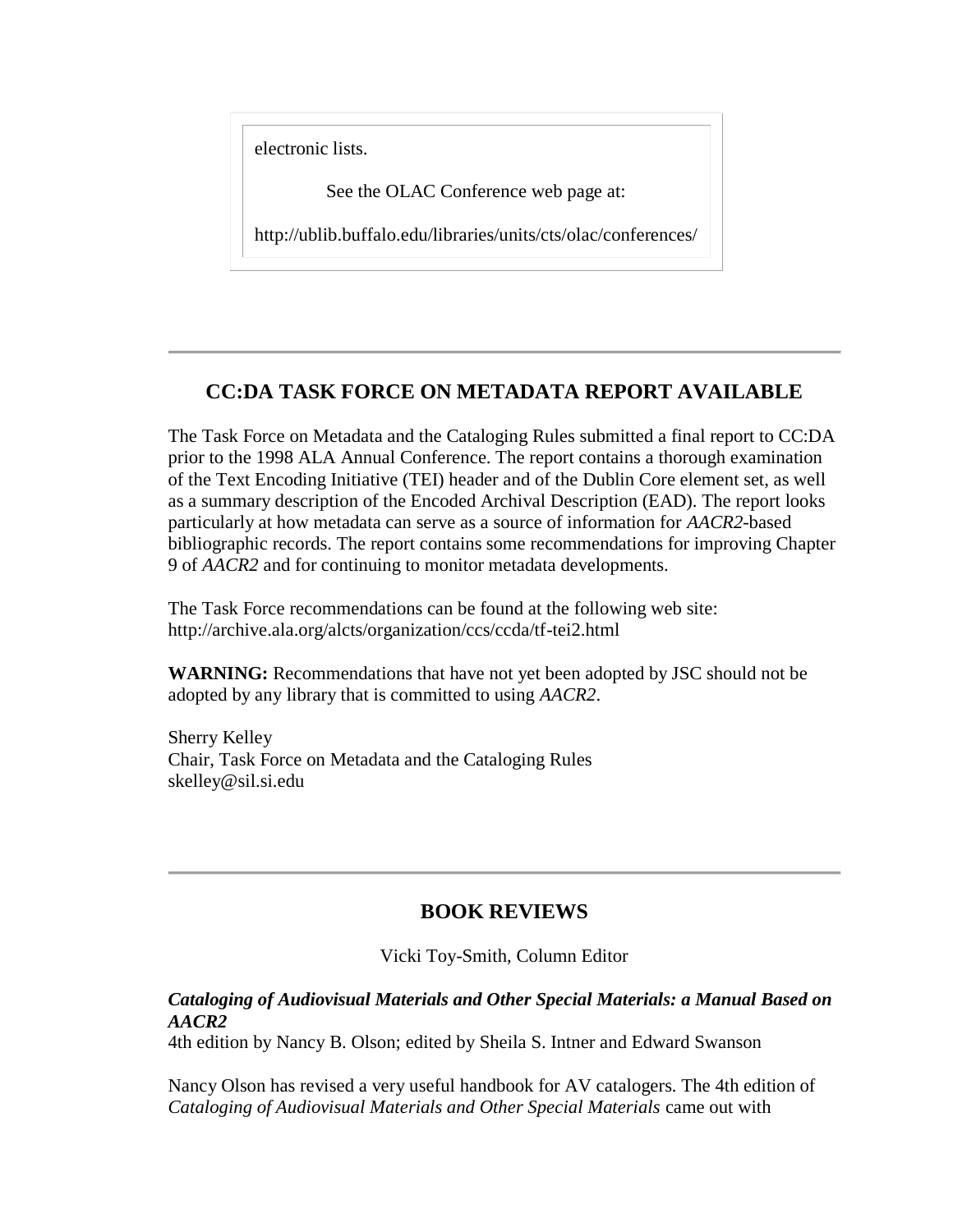electronic lists.

See the OLAC Conference web page at:

http://ublib.buffalo.edu/libraries/units/cts/olac/conferences/

---

## CC:DA TASK FORCE ON METADATA REPORT AVAILABLE

The Task Force on Metadata and the Cataloging Rules submitted a final report to CC:DA prior to the 1998 ALA Annual Conference. The report contains a thorough examination of the Text Encoding Initiative (TEI) header and of the Dublin Core element set, as well as a summary description of the Encoded Archival Description (EAD). The report looks particularly at how metadata can serve as a source of information for *AACR2*-based bibliographic records. The report contains some recommendations for improving Chapter 9 of *AACR2* and for continuing to monitor metadata developments.

The Task Force recommendations can be found at the following web site:
http://archive.ala.org/alcts/organization/ccs/ccda/tf-tei2.html

**WARNING:** Recommendations that have not yet been adopted by JSC should not be adopted by any library that is committed to using *AACR2*.

Sherry Kelley
Chair, Task Force on Metadata and the Cataloging Rules
skelley@sil.si.edu

---

## BOOK REVIEWS

Vicki Toy-Smith, Column Editor

***Cataloging of Audiovisual Materials and Other Special Materials: a Manual Based on AACR2***
4th edition by Nancy B. Olson; edited by Sheila S. Intner and Edward Swanson

Nancy Olson has revised a very useful handbook for AV catalogers. The 4th edition of *Cataloging of Audiovisual Materials and Other Special Materials* came out with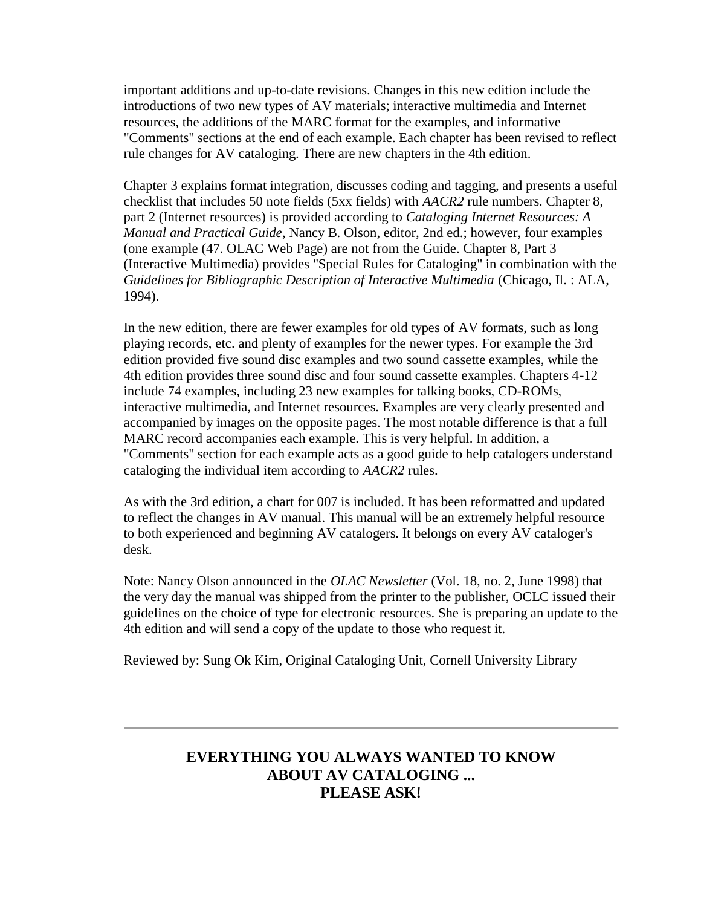important additions and up-to-date revisions. Changes in this new edition include the introductions of two new types of AV materials; interactive multimedia and Internet resources, the additions of the MARC format for the examples, and informative "Comments" sections at the end of each example. Each chapter has been revised to reflect rule changes for AV cataloging. There are new chapters in the 4th edition.

Chapter 3 explains format integration, discusses coding and tagging, and presents a useful checklist that includes 50 note fields (5xx fields) with *AACR2* rule numbers. Chapter 8, part 2 (Internet resources) is provided according to *Cataloging Internet Resources: A Manual and Practical Guide*, Nancy B. Olson, editor, 2nd ed.; however, four examples (one example (47. OLAC Web Page) are not from the Guide. Chapter 8, Part 3 (Interactive Multimedia) provides "Special Rules for Cataloging" in combination with the *Guidelines for Bibliographic Description of Interactive Multimedia* (Chicago, Il. : ALA, 1994).

In the new edition, there are fewer examples for old types of AV formats, such as long playing records, etc. and plenty of examples for the newer types. For example the 3rd edition provided five sound disc examples and two sound cassette examples, while the 4th edition provides three sound disc and four sound cassette examples. Chapters 4-12 include 74 examples, including 23 new examples for talking books, CD-ROMs, interactive multimedia, and Internet resources. Examples are very clearly presented and accompanied by images on the opposite pages. The most notable difference is that a full MARC record accompanies each example. This is very helpful. In addition, a "Comments" section for each example acts as a good guide to help catalogers understand cataloging the individual item according to *AACR2* rules.

As with the 3rd edition, a chart for 007 is included. It has been reformatted and updated to reflect the changes in AV manual. This manual will be an extremely helpful resource to both experienced and beginning AV catalogers. It belongs on every AV cataloger's desk.

Note: Nancy Olson announced in the *OLAC Newsletter* (Vol. 18, no. 2, June 1998) that the very day the manual was shipped from the printer to the publisher, OCLC issued their guidelines on the choice of type for electronic resources. She is preparing an update to the 4th edition and will send a copy of the update to those who request it.

Reviewed by: Sung Ok Kim, Original Cataloging Unit, Cornell University Library

---

## EVERYTHING YOU ALWAYS WANTED TO KNOW ABOUT AV CATALOGING ... PLEASE ASK!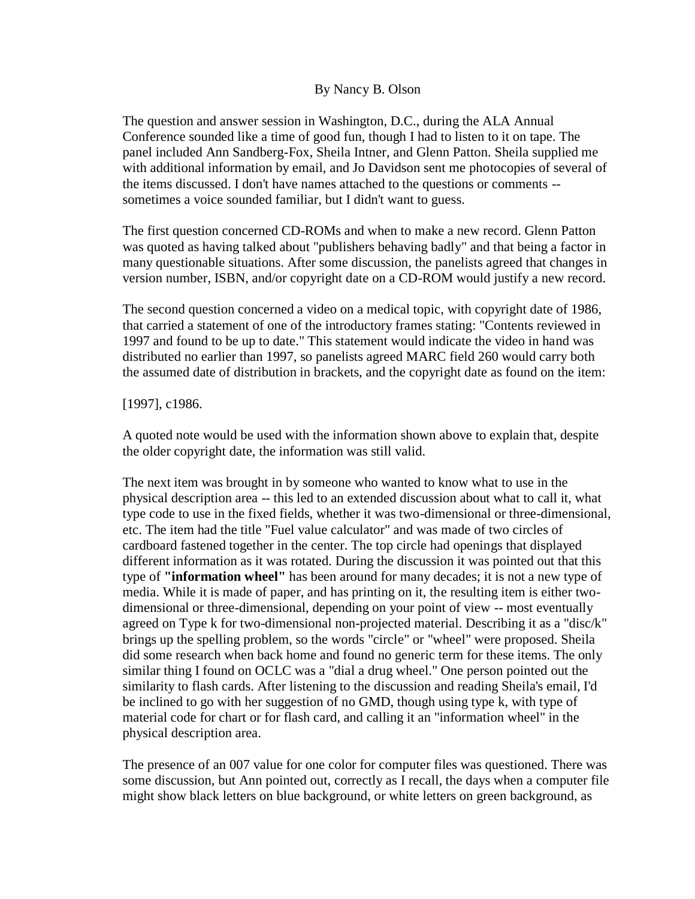By Nancy B. Olson

The question and answer session in Washington, D.C., during the ALA Annual Conference sounded like a time of good fun, though I had to listen to it on tape. The panel included Ann Sandberg-Fox, Sheila Intner, and Glenn Patton. Sheila supplied me with additional information by email, and Jo Davidson sent me photocopies of several of the items discussed. I don't have names attached to the questions or comments -- sometimes a voice sounded familiar, but I didn't want to guess.

The first question concerned CD-ROMs and when to make a new record. Glenn Patton was quoted as having talked about "publishers behaving badly" and that being a factor in many questionable situations. After some discussion, the panelists agreed that changes in version number, ISBN, and/or copyright date on a CD-ROM would justify a new record.

The second question concerned a video on a medical topic, with copyright date of 1986, that carried a statement of one of the introductory frames stating: "Contents reviewed in 1997 and found to be up to date." This statement would indicate the video in hand was distributed no earlier than 1997, so panelists agreed MARC field 260 would carry both the assumed date of distribution in brackets, and the copyright date as found on the item:

[1997], c1986.

A quoted note would be used with the information shown above to explain that, despite the older copyright date, the information was still valid.

The next item was brought in by someone who wanted to know what to use in the physical description area -- this led to an extended discussion about what to call it, what type code to use in the fixed fields, whether it was two-dimensional or three-dimensional, etc. The item had the title "Fuel value calculator" and was made of two circles of cardboard fastened together in the center. The top circle had openings that displayed different information as it was rotated. During the discussion it was pointed out that this type of **"information wheel"** has been around for many decades; it is not a new type of media. While it is made of paper, and has printing on it, the resulting item is either two-dimensional or three-dimensional, depending on your point of view -- most eventually agreed on Type k for two-dimensional non-projected material. Describing it as a "disc/k" brings up the spelling problem, so the words "circle" or "wheel" were proposed. Sheila did some research when back home and found no generic term for these items. The only similar thing I found on OCLC was a "dial a drug wheel." One person pointed out the similarity to flash cards. After listening to the discussion and reading Sheila's email, I'd be inclined to go with her suggestion of no GMD, though using type k, with type of material code for chart or for flash card, and calling it an "information wheel" in the physical description area.

The presence of an 007 value for one color for computer files was questioned. There was some discussion, but Ann pointed out, correctly as I recall, the days when a computer file might show black letters on blue background, or white letters on green background, as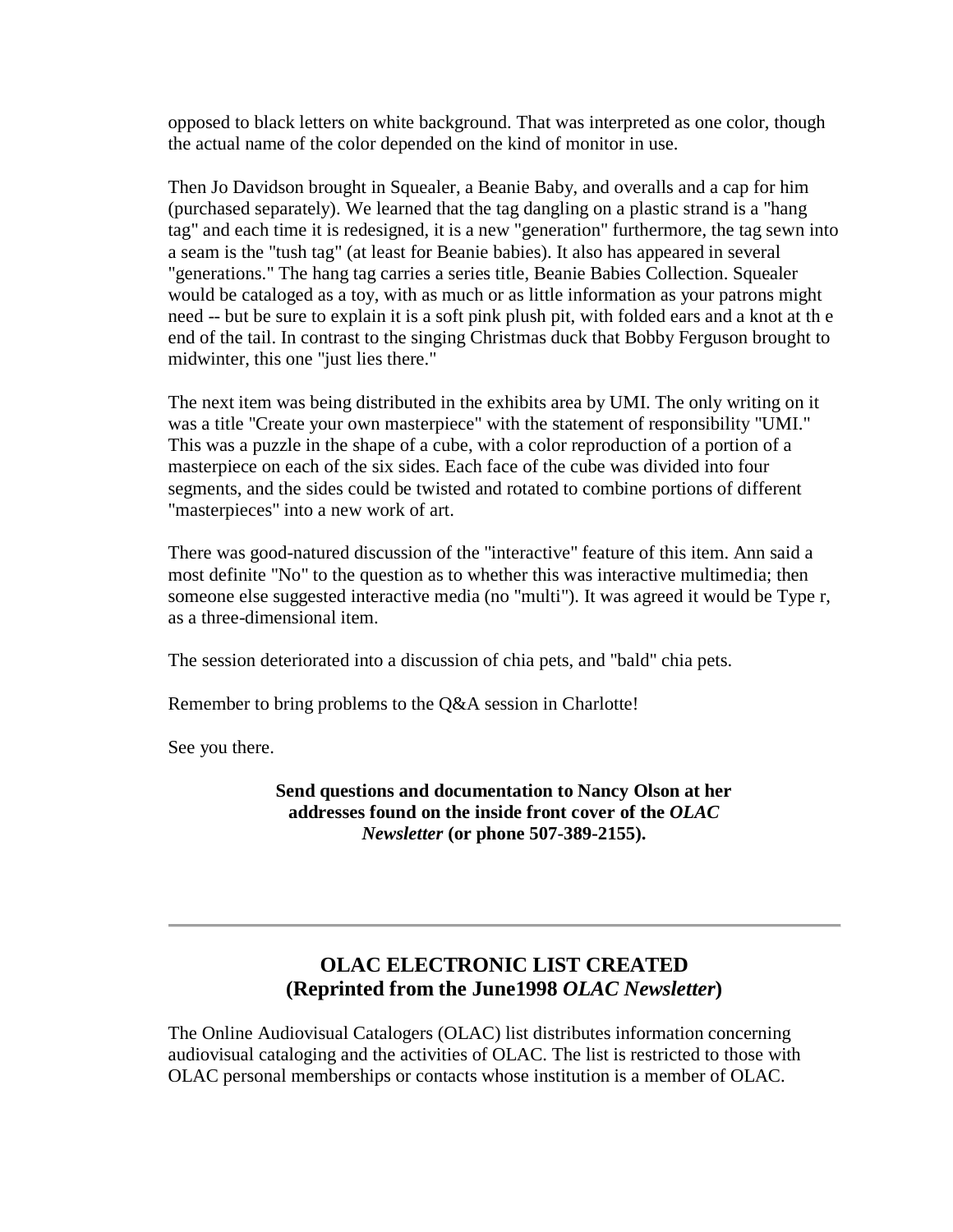opposed to black letters on white background. That was interpreted as one color, though the actual name of the color depended on the kind of monitor in use.

Then Jo Davidson brought in Squealer, a Beanie Baby, and overalls and a cap for him (purchased separately). We learned that the tag dangling on a plastic strand is a "hang tag" and each time it is redesigned, it is a new "generation" furthermore, the tag sewn into a seam is the "tush tag" (at least for Beanie babies). It also has appeared in several "generations." The hang tag carries a series title, Beanie Babies Collection. Squealer would be cataloged as a toy, with as much or as little information as your patrons might need -- but be sure to explain it is a soft pink plush pit, with folded ears and a knot at th e end of the tail. In contrast to the singing Christmas duck that Bobby Ferguson brought to midwinter, this one "just lies there."

The next item was being distributed in the exhibits area by UMI. The only writing on it was a title "Create your own masterpiece" with the statement of responsibility "UMI." This was a puzzle in the shape of a cube, with a color reproduction of a portion of a masterpiece on each of the six sides. Each face of the cube was divided into four segments, and the sides could be twisted and rotated to combine portions of different "masterpieces" into a new work of art.

There was good-natured discussion of the "interactive" feature of this item. Ann said a most definite "No" to the question as to whether this was interactive multimedia; then someone else suggested interactive media (no "multi"). It was agreed it would be Type r, as a three-dimensional item.

The session deteriorated into a discussion of chia pets, and "bald" chia pets.

Remember to bring problems to the Q&A session in Charlotte!

See you there.

**Send questions and documentation to Nancy Olson at her addresses found on the inside front cover of the *OLAC Newsletter* (or phone 507-389-2155).**

---

## OLAC ELECTRONIC LIST CREATED (Reprinted from the June1998 *OLAC Newsletter*)

The Online Audiovisual Catalogers (OLAC) list distributes information concerning audiovisual cataloging and the activities of OLAC. The list is restricted to those with OLAC personal memberships or contacts whose institution is a member of OLAC.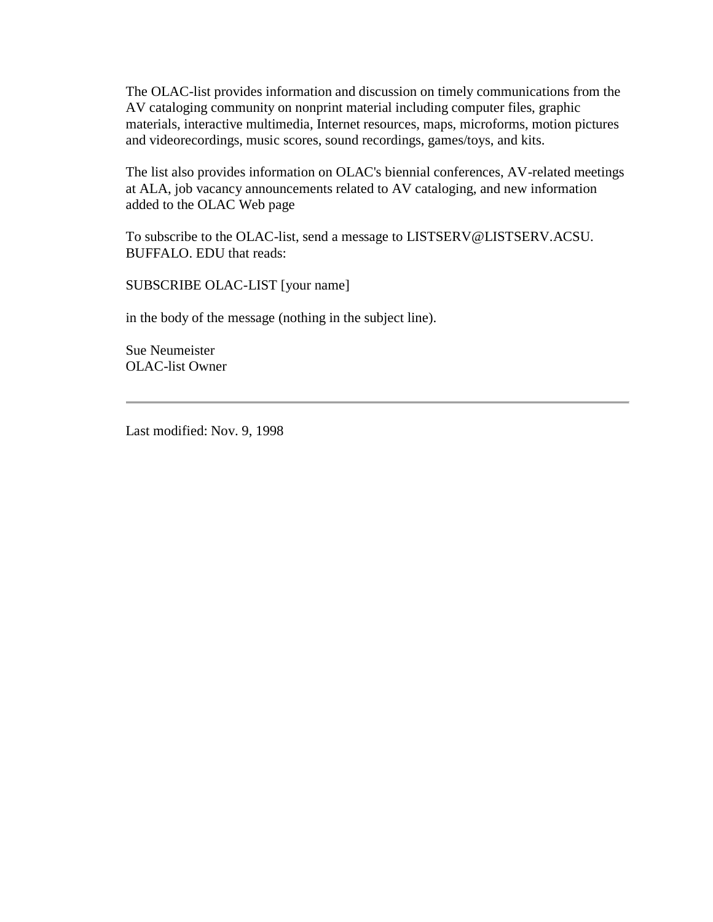The OLAC-list provides information and discussion on timely communications from the AV cataloging community on nonprint material including computer files, graphic materials, interactive multimedia, Internet resources, maps, microforms, motion pictures and videorecordings, music scores, sound recordings, games/toys, and kits.

The list also provides information on OLAC's biennial conferences, AV-related meetings at ALA, job vacancy announcements related to AV cataloging, and new information added to the OLAC Web page

To subscribe to the OLAC-list, send a message to LISTSERV@LISTSERV.ACSU. BUFFALO. EDU that reads:

SUBSCRIBE OLAC-LIST [your name]

in the body of the message (nothing in the subject line).

Sue Neumeister
OLAC-list Owner

---

Last modified: Nov. 9, 1998